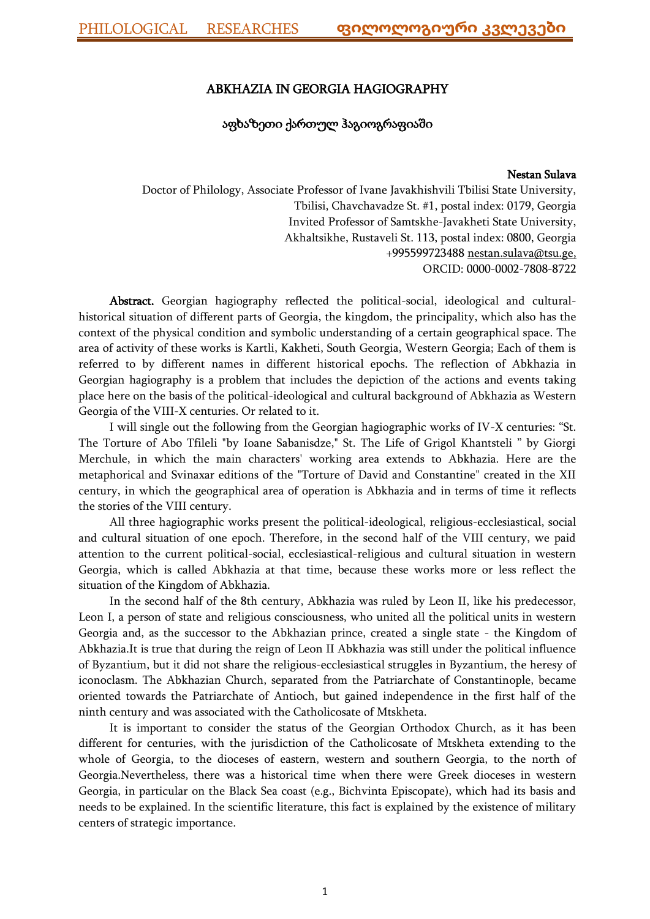# ABKHAZIA IN GEORGIA HAGIOGRAPHY

## აფხაზეთი ქართულ ჰაგიოგრაფიაში

**Nestan Sulava**

Doctor of Philology, Associate Professor of Ivane Javakhishvili Tbilisi State University, Tbilisi, Chavchavadze St. #1, postal index: 0179, Georgia

Invited Professor of Samtskhe-Javakheti State University, Akhaltsikhe, Rustaveli St. 113, postal index: 0800, Georgia

+995599723488 nestan.sulava@tsu.ge,

ORCID: 0000-0002-7808-8722

**Abstract.** Georgian hagiography reflected the political-social, ideological and cultural-historical situation of different parts of Georgia, the kingdom, the principality, which also has the context of the physical condition and symbolic understanding of a certain geographical space. The area of activity of these works is Kartli, Kakheti, South Georgia, Western Georgia; Each of them is referred to by different names in different historical epochs. The reflection of Abkhazia in Georgian hagiography is a problem that includes the depiction of the actions and events taking place here on the basis of the political-ideological and cultural background of Abkhazia as Western Georgia of the VIII-X centuries. Or related to it.

I will single out the following from the Georgian hagiographic works of IV-X centuries: "St. The Torture of Abo Tfileli "by Ioane Sabanisdze," St. The Life of Grigol Khantsteli " by Giorgi Merchule, in which the main characters' working area extends to Abkhazia. Here are the metaphorical and Svinaxar editions of the "Torture of David and Constantine" created in the XII century, in which the geographical area of operation is Abkhazia and in terms of time it reflects the stories of the VIII century.

All three hagiographic works present the political-ideological, religious-ecclesiastical, social and cultural situation of one epoch. Therefore, in the second half of the VIII century, we paid attention to the current political-social, ecclesiastical-religious and cultural situation in western Georgia, which is called Abkhazia at that time, because these works more or less reflect the situation of the Kingdom of Abkhazia.

In the second half of the 8th century, Abkhazia was ruled by Leon II, like his predecessor, Leon I, a person of state and religious consciousness, who united all the political units in western Georgia and, as the successor to the Abkhazian prince, created a single state - the Kingdom of Abkhazia.It is true that during the reign of Leon II Abkhazia was still under the political influence of Byzantium, but it did not share the religious-ecclesiastical struggles in Byzantium, the heresy of iconoclasm. The Abkhazian Church, separated from the Patriarchate of Constantinople, became oriented towards the Patriarchate of Antioch, but gained independence in the first half of the ninth century and was associated with the Catholicosate of Mtskheta.

It is important to consider the status of the Georgian Orthodox Church, as it has been different for centuries, with the jurisdiction of the Catholicosate of Mtskheta extending to the whole of Georgia, to the dioceses of eastern, western and southern Georgia, to the north of Georgia.Nevertheless, there was a historical time when there were Greek dioceses in western Georgia, in particular on the Black Sea coast (e.g., Bichvinta Episcopate), which had its basis and needs to be explained. In the scientific literature, this fact is explained by the existence of military centers of strategic importance.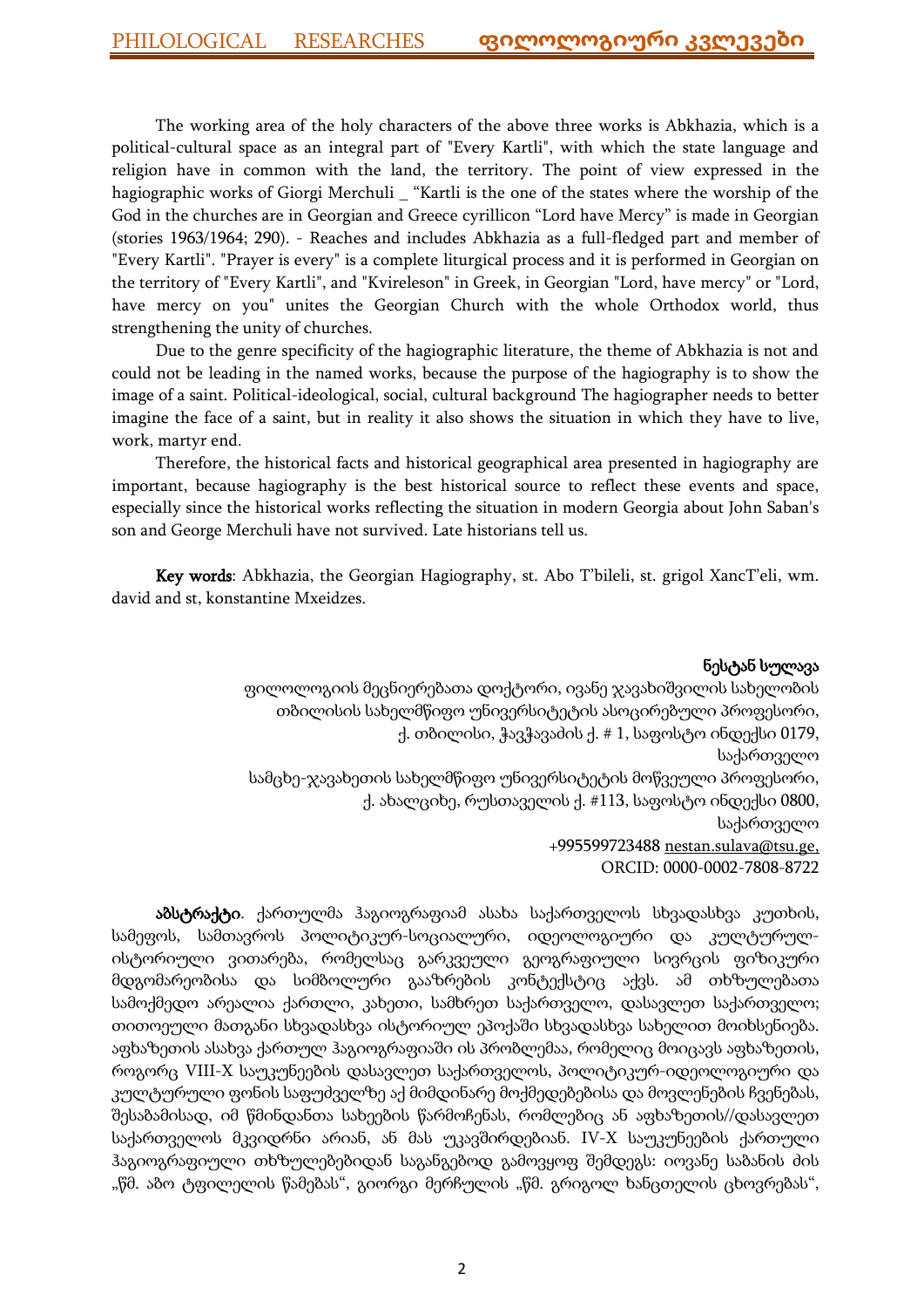The working area of the holy characters of the above three works is Abkhazia, which is a political-cultural space as an integral part of "Every Kartli", with which the state language and religion have in common with the land, the territory. The point of view expressed in the hagiographic works of Giorgi Merchuli _ “Kartli is the one of the states where the worship of the God in the churches are in Georgian and Greece cyrillicon “Lord have Mercy” is made in Georgian (stories 1963/1964; 290). - Reaches and includes Abkhazia as a full-fledged part and member of "Every Kartli". "Prayer is every" is a complete liturgical process and it is performed in Georgian on the territory of "Every Kartli", and "Kvireleson" in Greek, in Georgian "Lord, have mercy" or "Lord, have mercy on you" unites the Georgian Church with the whole Orthodox world, thus strengthening the unity of churches.

Due to the genre specificity of the hagiographic literature, the theme of Abkhazia is not and could not be leading in the named works, because the purpose of the hagiography is to show the image of a saint. Political-ideological, social, cultural background The hagiographer needs to better imagine the face of a saint, but in reality it also shows the situation in which they have to live, work, martyr end.

Therefore, the historical facts and historical geographical area presented in hagiography are important, because hagiography is the best historical source to reflect these events and space, especially since the historical works reflecting the situation in modern Georgia about John Saban's son and George Merchuli have not survived. Late historians tell us.

**Key words**: Abkhazia, the Georgian Hagiography, st. Abo T'bileli, st. grigol XancT'eli, wm. david and st, konstantine Mxeidzes.

**ნესტან სულავა**
ფილოლოგიის მეცნიერებათა დოქტორი, ივანე ჯავახიშვილის სახელობის
თბილისის სახელმწიფო უნივერსიტეტის ასოცირებული პროფესორი,
ქ. თბილისი, ჭავჭავაძის ქ. # 1, საფოსტო ინდექსი 0179,
საქართველო
სამცხე-ჯავახეთის სახელმწიფო უნივერსიტეტის მოწვეული პროფესორი,
ქ. ახალციხე, რუსთაველის ქ. #113, საფოსტო ინდექსი 0800,
საქართველო
+995599723488 nestan.sulava@tsu.ge,
ORCID: 0000-0002-7808-8722

**აბსტრაქტი**. ქართულმა ჰაგიოგრაფიამ ასახა საქართველოს სხვადასხვა კუთხის, სამეფოს, სამთავროს პოლიტიკურ-სოციალური, იდეოლოგიური და კულტურულ-ისტორიული ვითარება, რომელსაც გარკვეული გეოგრაფიული სივრცის ფიზიკური მდგომარეობისა და სიმბოლური გააზრების კონტექსტიც აქვს. ამ თხზულებათა სამოქმედო არეალია ქართლი, კახეთი, სამხრეთ საქართველო, დასავლეთ საქართველო; თითოეული მათგანი სხვადასხვა ისტორიულ ეპოქაში სხვადასხვა სახელით მოიხსენიება. აფხაზეთის ასახვა ქართულ ჰაგიოგრაფიაში ის პრობლემაა, რომელიც მოიცავს აფხაზეთის, როგორც VIII-X საუკუნეების დასავლეთ საქართველოს, პოლიტიკურ-იდეოლოგიური და კულტურული ფონის საფუძველზე აქ მიმდინარე მოქმედებებისა და მოვლენების ჩვენებას, შესაბამისად, იმ წმინდანთა სახეების წარმოჩენას, რომლებიც ან აფხაზეთის//დასავლეთ საქართველოს მკვიდრნი არიან, ან მას უკავშირდებიან. IV-X საუკუნეების ქართული ჰაგიოგრაფიული თხზულებებიდან საგანგებოდ გამოვყოფ შემდეგს: იოვანე საბანის ძის „წმ. აბო ტფილელის წამებას“, გიორგი მერჩულის „წმ. გრიგოლ ხანცთელის ცხოვრებას“,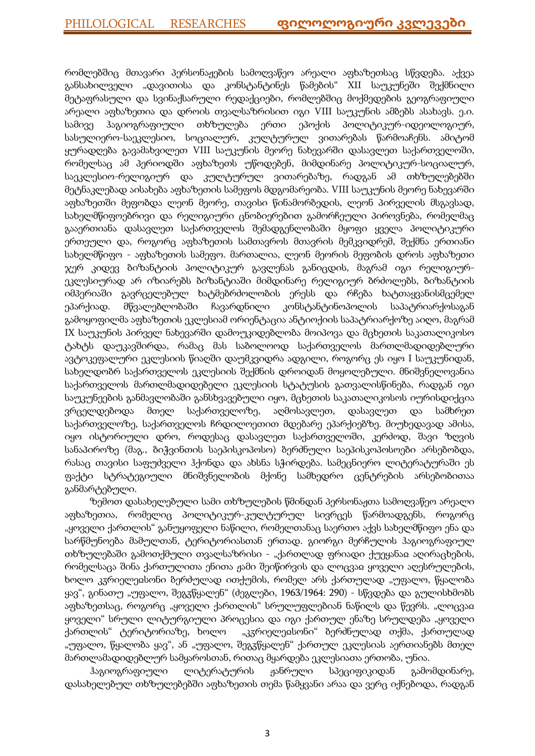რომლებშიც მთავარი პერსონაჟების სამოღვაწეო არეალი აფხაზეთსაც სწვდება. აქვეა განსახილველი „დავითისა და კონსტანტინეს წამების" XII საუკუნეში შექმნილი მეტაფრასული და სვინაქსარული რედაქციები, რომლებშიც მოქმედების გეოგრაფიული არეალი აფხაზეთია და დროის თვალსაზრისით იგი VIII საუკუნის ამბებს ასახავს. ე.ი. სამივე ჰაგიოგრაფიული თხზულება ერთი ეპოქის პოლიტიკურ-იდეოლოგიურ, სასულიერო-საეკლესიო, სოციალურ, კულტურულ ვითარებას წარმოაჩენს. ამიტომ ყურადღება გავამახვილეთ VIII საუკუნის მეორე ნახევარში დასავლეთ საქართველოში, რომელსაც ამ პერიოდში აფხაზეთს უწოდებენ, მიმდინარე პოლიტიკურ-სოციალურ, საეკლესიო-რელიგიურ და კულტურულ ვითარებაზე, რადგან ამ თხზულებებში მეტნაკლებად აისახება აფხაზეთის სამეფოს მდგომარეობა. VIII საუკუნის მეორე ნახევარში აფხაზეთში მეფობდა ლეონ მეორე, თავისი წინამორბედის, ლეონ პირველის მსგავსად, სახელმწიფოებრივი და რელიგიური ცნობიერებით გამორჩეული პიროვნება, რომელმაც გააერთიანა დასავლეთ საქართველოს შემადგენლობაში მყოფი ყველა პოლიტიკური ერთეული და, როგორც აფხაზეთის სამთავროს მთავრის მემკვიდრემ, შექმნა ერთიანი სახელმწიფო - აფხაზეთის სამეფო. მართალია, ლეონ მეორის მეფობის დროს აფხაზეთი ჯერ კიდევ ბიზანტიის პოლიტიკურ გავლენას განიცდის, მაგრამ იგი რელიგიურ-ეკლესიურად არ იზიარებს ბიზანტიაში მიმდინარე რელიგიურ ბრძოლებს, ბიზანტიის იმპერიაში გავრცელებულ ხატმებრძოლობის ერესს და რჩება ხატთაყვანისმცემელ ეპარქიად. მწვალებლობაში ჩავარდნილი კონსტანტინოპოლის საპატრიარქოსაგან გამოყოფილმა აფხაზეთის ეკლესიამ ორიენტაცია ანტიოქიის საპატრიარქოზე აიღო, მაგრამ IX საუკუნის პირველ ნახევარში დამოუკიდებლობა მოიპოვა და მცხეთის საკათალიკოსო ტახტს დაუკავშირდა, რამაც მას საბოლოოდ საქართველოს მართლმადიდებლური ავტოკეფალური ეკლესიის წიაღში დაუმკვიდრა ადგილი, როგორც ეს იყო I საუკუნიდან, სახელდობრ საქართველოს ეკლესიის შექმნის დროიდან მოყოლებული. მნიშვნელოვანია საქართველოს მართლმადიდებელი ეკლესიის სტატუსის გათვალისწინება, რადგან იგი საუკუნეების განმავლობაში განსხვავებული იყო, მცხეთის საკათალიკოსოს იურისდიქცია ვრცელდებოდა მთელ საქართველოზე, აღმოსავლეთ, დასავლეთ და სამხრეთ საქართველოზე, საქართველოს ჩრდილოეთით მდებარე ეპარქიებზე. მიუხედავად ამისა, იყო ისტორიული დრო, როდესაც დასავლეთ საქართველოში, კერძოდ, შავი ზღვის სანაპიროზე (მაგ., ბიჭვინთის საეპისკოპოსო) ბერძნული საეპისკოპოსოები არსებობდა, რასაც თავისი საფუძველი ჰქონდა და ახსნა სჭირდება. სამეცნიერო ლიტერატურაში ეს ფაქტი სტრატეგიული მნიშვნელობის მქონე სამხედრო ცენტრების არსებობითაა განმარტებული.

ზემოთ დასახელებული სამი თხზულების წმინდან პერსონაჟთა სამოღვაწეო არეალი აფხაზეთია, რომელიც პოლიტიკურ-კულტურულ სივრცეს წარმოადგენს, როგორც „ყოველი ქართლის" განუყოფელი ნაწილი, რომელთანაც საერთო აქვს სახელმწიფო ენა და სარწმუნოება მამულთან, ტერიტორიასთან ერთად. გიორგი მერჩულის ჰაგიოგრაფიულ თხზულებაში გამოთქმული თვალსაზრისი - „ქართლად ფრიადი ქუეყანაჲ აღირაცხების, რომელსაცა შინა ქართულითა ენითა ჟამი შეიწირვის და ლოცვაჲ ყოველი აღესრულების, ხოლო კჳრიელეჲსონი ბერძულად ითქუმის, რომელ არს ქართულად „უფალო, წყალობა ყავ", გინათუ „უფალო, შეგჳწყალენ" (ძეგლები, 1963/1964: 290) - სწვდება და გულისხმობს აფხაზეთსაც, როგორც „ყოველი ქართლის" სრულუფლებიან ნაწილს და წევრს. „ლოცვაჲ ყოველი" სრული ლიტურგიული პროცესია და იგი ქართულ ენაზე სრულდება „ყოველი ქართლის" ტერიტორიაზე, ხოლო „კჳრიელეჲსონი" ბერძნულად თქმა, ქართულად „უფალო, წყალობა ყავ", ან „უფალო, შეგჳწყალენ" ქართულ ეკლესიას აერთიანებს მთელ მართლამადიდებლურ სამყაროსთან, რითაც მყარდება ეკლესიათა ერთობა, უნია.

ჰაგიოგრაფიული ლიტერატურის ჟანრული სპეციფიკიდან გამომდინარე, დასახელებულ თხზულებებში აფხაზეთის თემა წამყვანი არაა და ვერც იქნებოდა, რადგან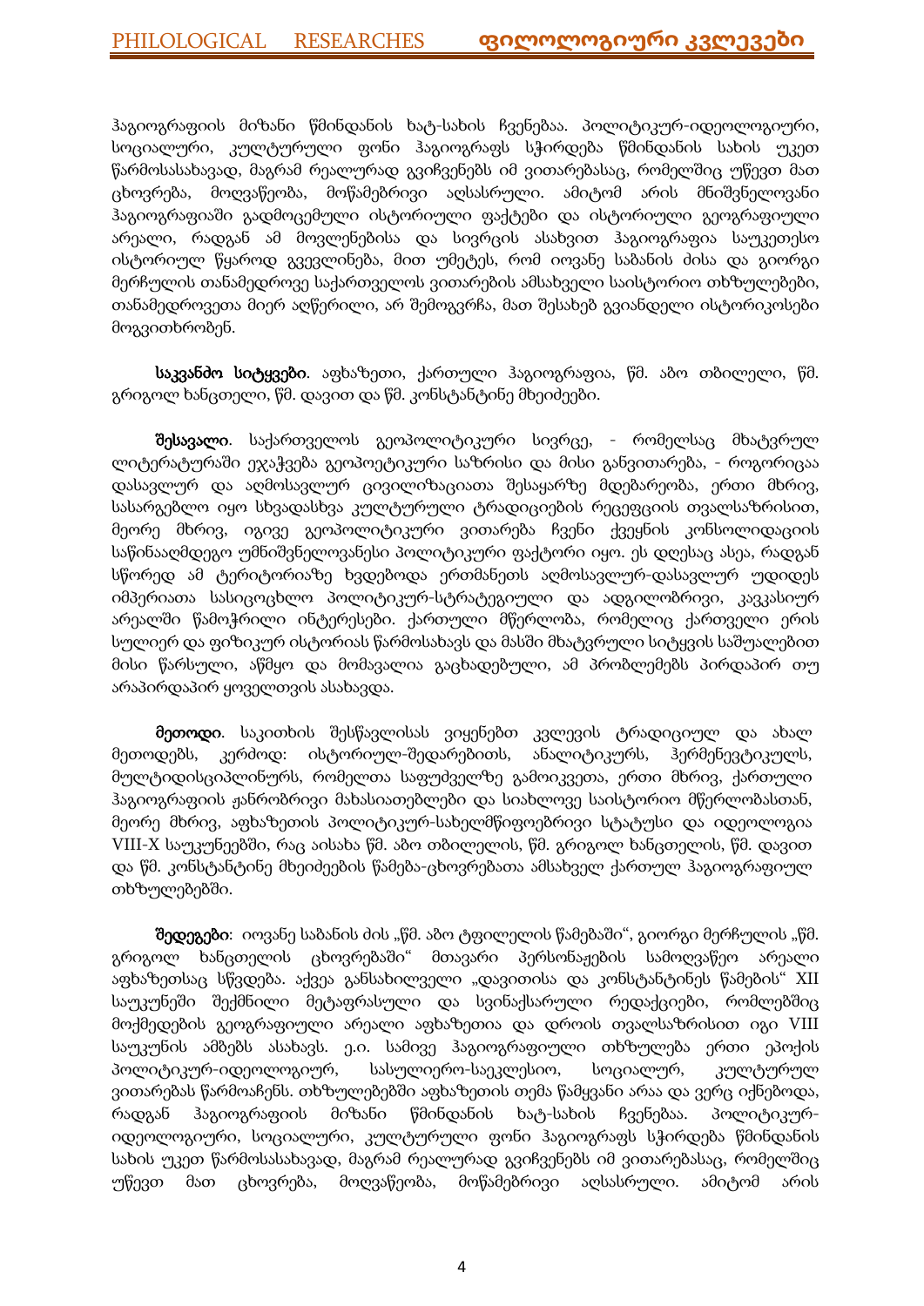ჰაგიოგრაფიის მიზანი წმინდანის ხატ-სახის ჩვენებაა. პოლიტიკურ-იდეოლოგიური, სოციალური, კულტურული ფონი ჰაგიოგრაფს სჭირდება წმინდანის სახის უკეთ წარმოსასახავად, მაგრამ რეალურად გვიჩვენებს იმ ვითარებასაც, რომელშიც უწევთ მათ ცხოვრება, მოღვაწეობა, მოწამებრივი აღსასრული. ამიტომ არის მნიშვნელოვანი ჰაგიოგრაფიაში გადმოცემული ისტორიული ფაქტები და ისტორიული გეოგრაფიული არეალი, რადგან ამ მოვლენებისა და სივრცის ასახვით ჰაგიოგრაფია საუკეთესო ისტორიულ წყაროდ გვევლინება, მით უმეტეს, რომ იოვანე საბანის ძისა და გიორგი მერჩულის თანამედროვე საქართველოს ვითარების ამსახველი საისტორიო თხზულებები, თანამედროვეთა მიერ აღწერილი, არ შემოგვრჩა, მათ შესახებ გვიანდელი ისტორიკოსები მოგვითხრობენ.

**საკვანძო სიტყვები**. აფხაზეთი, ქართული ჰაგიოგრაფია, წმ. აბო თბილელი, წმ. გრიგოლ ხანცთელი, წმ. დავით და წმ. კონსტანტინე მხეიძეები.

**შესავალი**. საქართველოს გეოპოლიტიკური სივრცე, - რომელსაც მხატვრულ ლიტერატურაში ეჯაჭვება გეოპოეტიკური საზრისი და მისი განვითარება, - როგორიცაა დასავლურ და აღმოსავლურ ცივილიზაციათა შესაყარზე მდებარეობა, ერთი მხრივ, სასარგებლო იყო სხვადასხვა კულტურული ტრადიციების რეცეფციის თვალსაზრისით, მეორე მხრივ, იგივე გეოპოლიტიკური ვითარება ჩვენი ქვეყნის კონსოლიდაციის საწინააღმდეგო უმნიშვნელოვანესი პოლიტიკური ფაქტორი იყო. ეს დღესაც ასეა, რადგან სწორედ ამ ტერიტორიაზე ხვდებოდა ერთმანეთს აღმოსავლურ-დასავლურ უდიდეს იმპერიათა სასიცოცხლო პოლიტიკურ-სტრატეგიული და ადგილობრივი, კავკასიურ არეალში წამოჭრილი ინტერესები. ქართული მწერლობა, რომელიც ქართველი ერის სულიერ და ფიზიკურ ისტორიას წარმოსახავს და მასში მხატვრული სიტყვის საშუალებით მისი წარსული, აწმყო და მომავალია გაცხადებული, ამ პრობლემებს პირდაპირ თუ არაპირდაპირ ყოველთვის ასახავდა.

**მეთოდი**. საკითხის შესწავლისას ვიყენებთ კვლევის ტრადიციულ და ახალ მეთოდებს, კერძოდ: ისტორიულ-შედარებითს, ანალიტიკურს, ჰერმენევტიკულს, მულტიდისციპლინურს, რომელთა საფუძველზე გამოიკვეთა, ერთი მხრივ, ქართული ჰაგიოგრაფიის ჟანრობრივი მახასიათებლები და სიახლოვე საისტორიო მწერლობასთან, მეორე მხრივ, აფხაზეთის პოლიტიკურ-სახელმწიფოებრივი სტატუსი და იდეოლოგია VIII-X საუკუნეებში, რაც აისახა წმ. აბო თბილელის, წმ. გრიგოლ ხანცთელის, წმ. დავით და წმ. კონსტანტინე მხეიძეების წამება-ცხოვრებათა ამსახველ ქართულ ჰაგიოგრაფიულ თხზულებებში.

**შედეგები**: იოვანე საბანის ძის „წმ. აბო ტფილელის წამებაში“, გიორგი მერჩულის „წმ. გრიგოლ ხანცთელის ცხოვრებაში“ მთავარი პერსონაჟების სამოღვაწეო არეალი აფხაზეთსაც სწვდება. აქვეა განსახილველი „დავითისა და კონსტანტინეს წამების“ XII საუკუნეში შექმნილი მეტაფრასული და სვინაქსარული რედაქციები, რომლებშიც მოქმედების გეოგრაფიული არეალი აფხაზეთია და დროის თვალსაზრისით იგი VIII საუკუნის ამბებს ასახავს. ე.ი. სამივე ჰაგიოგრაფიული თხზულება ერთი ეპოქის პოლიტიკურ-იდეოლოგიურ, სასულიერო-საეკლესიო, სოციალურ, კულტურულ ვითარებას წარმოაჩენს. თხზულებებში აფხაზეთის თემა წამყვანი არაა და ვერც იქნებოდა, რადგან ჰაგიოგრაფიის მიზანი წმინდანის ხატ-სახის ჩვენებაა. პოლიტიკურ-იდეოლოგიური, სოციალური, კულტურული ფონი ჰაგიოგრაფს სჭირდება წმინდანის სახის უკეთ წარმოსასახავად, მაგრამ რეალურად გვიჩვენებს იმ ვითარებასაც, რომელშიც უწევთ მათ ცხოვრება, მოღვაწეობა, მოწამებრივი აღსასრული. ამიტომ არის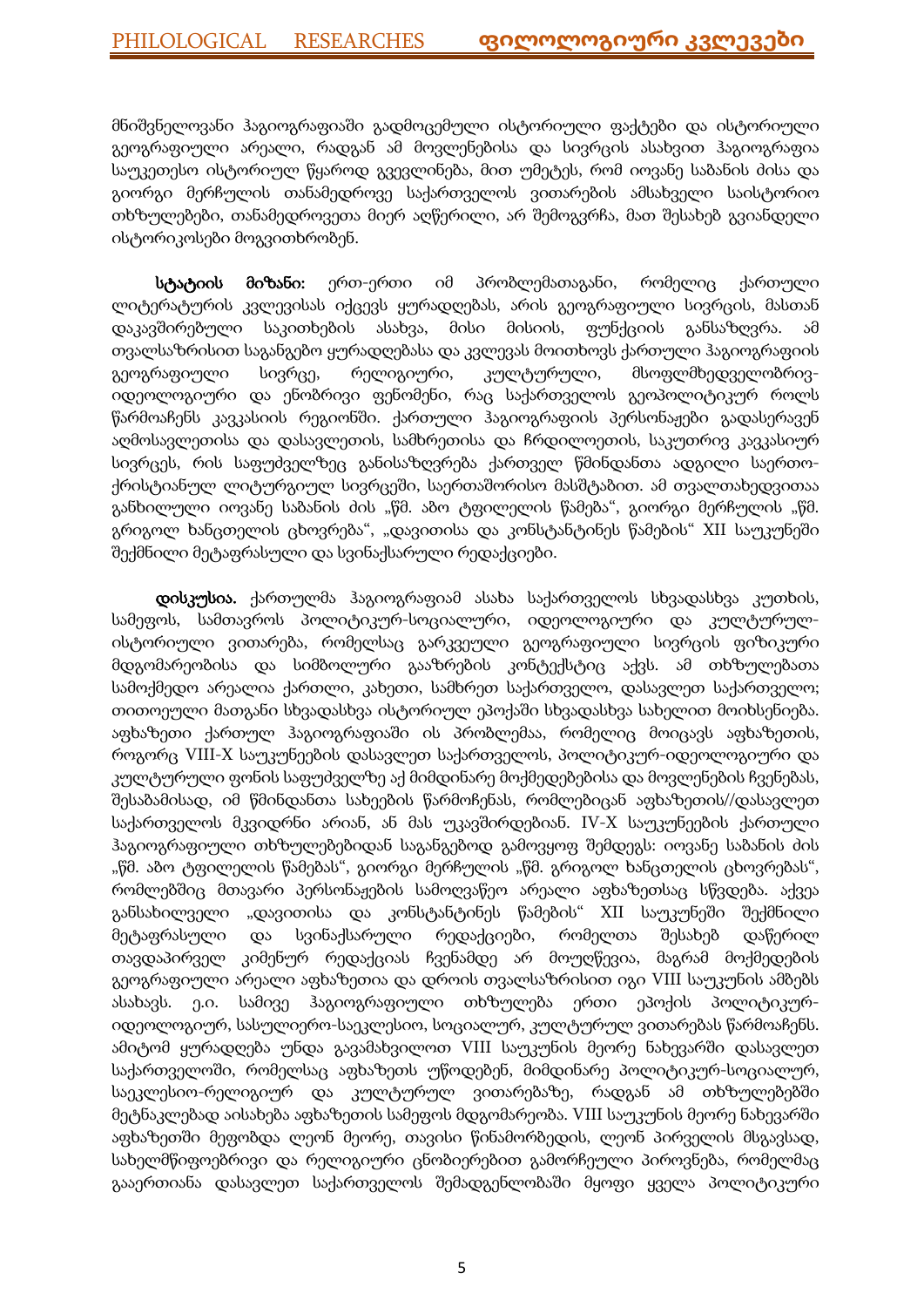მნიშვნელოვანი ჰაგიოგრაფიაში გადმოცემული ისტორიული ფაქტები და ისტორიული გეოგრაფიული არეალი, რადგან ამ მოვლენებისა და სივრცის ასახვით ჰაგიოგრაფია საუკეთესო ისტორიულ წყაროდ გვევლინება, მით უმეტეს, რომ იოვანე საბანის ძისა და გიორგი მერჩულის თანამედროვე საქართველოს ვითარების ამსახველი საისტორიო თხზულებები, თანამედროვეთა მიერ აღწერილი, არ შემოგვრჩა, მათ შესახებ გვიანდელი ისტორიკოსები მოგვითხრობენ.

**სტატიის მიზანი:** ერთ-ერთი იმ პრობლემათაგანი, რომელიც ქართული ლიტერატურის კვლევისას იქცევს ყურადღებას, არის გეოგრაფიული სივრცის, მასთან დაკავშირებული საკითხების ასახვა, მისი მისიის, ფუნქციის განსაზღვრა. ამ თვალსაზრისით საგანგებო ყურადღებასა და კვლევას მოითხოვს ქართული ჰაგიოგრაფიის გეოგრაფიული სივრცე, რელიგიური, კულტურული, მსოფლმხედველობრივ-იდეოლოგიური და ენობრივი ფენომენი, რაც საქართველოს გეოპოლიტიკურ როლს წარმოაჩენს კავკასიის რეგიონში. ქართული ჰაგიოგრაფიის პერსონაჟები გადასერავენ აღმოსავლეთისა და დასავლეთის, სამხრეთისა და ჩრდილოეთის, საკუთრივ კავკასიურ სივრცეს, რის საფუძველზეც განისაზღვრება ქართველ წმინდანთა ადგილი საერთო-ქრისტიანულ ლიტურგიულ სივრცეში, საერთაშორისო მასშტაბით. ამ თვალთახედვითაა განხილული იოვანე საბანის ძის „წმ. აბო ტფილელის წამება“, გიორგი მერჩულის „წმ. გრიგოლ ხანცთელის ცხოვრება“, „დავითისა და კონსტანტინეს წამების“ XII საუკუნეში შექმნილი მეტაფრასული და სვინაქსარული რედაქციები.

**დისკუსია.** ქართულმა ჰაგიოგრაფიამ ასახა საქართველოს სხვადასხვა კუთხის, სამეფოს, სამთავროს პოლიტიკურ-სოციალური, იდეოლოგიური და კულტურულ-ისტორიული ვითარება, რომელსაც გარკვეული გეოგრაფიული სივრცის ფიზიკური მდგომარეობისა და სიმბოლური გააზრების კონტექსტიც აქვს. ამ თხზულებათა სამოქმედო არეალია ქართლი, კახეთი, სამხრეთ საქართველო, დასავლეთ საქართველო; თითოეული მათგანი სხვადასხვა ისტორიულ ეპოქაში სხვადასხვა სახელით მოიხსენიება. აფხაზეთი ქართულ ჰაგიოგრაფიაში ის პრობლემაა, რომელიც მოიცავს აფხაზეთის, როგორც VIII-X საუკუნეების დასავლეთ საქართველოს, პოლიტიკურ-იდეოლოგიური და კულტურული ფონის საფუძველზე აქ მიმდინარე მოქმედებებისა და მოვლენების ჩვენებას, შესაბამისად, იმ წმინდანთა სახეების წარმოჩენას, რომლებიცან აფხაზეთის//დასავლეთ საქართველოს მკვიდრნი არიან, ან მას უკავშირდებიან. IV-X საუკუნეების ქართული ჰაგიოგრაფიული თხზულებებიდან საგანგებოდ გამოვყოფ შემდეგს: იოვანე საბანის ძის „წმ. აბო ტფილელის წამებას“, გიორგი მერჩულის „წმ. გრიგოლ ხანცთელის ცხოვრებას“, რომლებშიც მთავარი პერსონაჟების სამოღვაწეო არეალი აფხაზეთსაც სწვდება. აქვეა განსახილველი „დავითისა და კონსტანტინეს წამების“ XII საუკუნეში შექმნილი მეტაფრასული და სვინაქსარული რედაქციები, რომელთა შესახებ დაწერილ თავდაპირველ კიმენურ რედაქციას ჩვენამდე არ მოუღწევია, მაგრამ მოქმედების გეოგრაფიული არეალი აფხაზეთია და დროის თვალსაზრისით იგი VIII საუკუნის ამბებს ასახავს. ე.ი. სამივე ჰაგიოგრაფიული თხზულება ერთი ეპოქის პოლიტიკურ-იდეოლოგიურ, სასულიერო-საეკლესიო, სოციალურ, კულტურულ ვითარებას წარმოაჩენს. ამიტომ ყურადღება უნდა გავამახვილოთ VIII საუკუნის მეორე ნახევარში დასავლეთ საქართველოში, რომელსაც აფხაზეთს უწოდებენ, მიმდინარე პოლიტიკურ-სოციალურ, საეკლესიო-რელიგიურ და კულტურულ ვითარებაზე, რადგან ამ თხზულებებში მეტნაკლებად აისახება აფხაზეთის სამეფოს მდგომარეობა. VIII საუკუნის მეორე ნახევარში აფხაზეთში მეფობდა ლეონ მეორე, თავისი წინამორბედის, ლეონ პირველის მსგავსად, სახელმწიფოებრივი და რელიგიური ცნობიერებით გამორჩეული პიროვნება, რომელმაც გააერთიანა დასავლეთ საქართველოს შემადგენლობაში მყოფი ყველა პოლიტიკური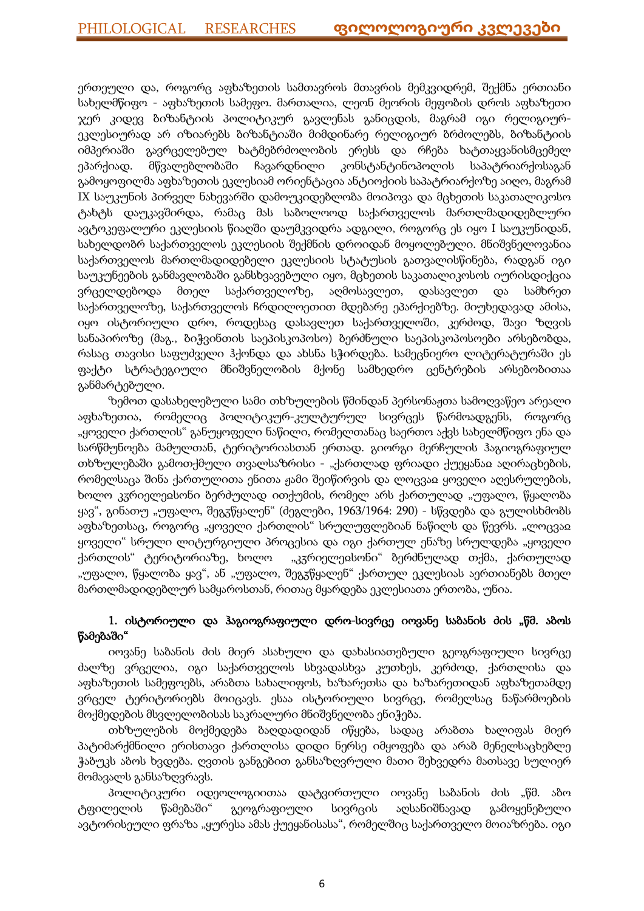ერთეული და, როგორც აფხაზეთის სამთავროს მთავრის მემკვიდრემ, შექმნა ერთიანი სახელმწიფო - აფხაზეთის სამეფო. მართალია, ლეონ მეორის მეფობის დროს აფხაზეთი ჯერ კიდევ ბიზანტიის პოლიტიკურ გავლენას განიცდის, მაგრამ იგი რელიგიურ-ეკლესიურად არ იზიარებს ბიზანტიაში მიმდინარე რელიგიურ ბრძოლებს, ბიზანტიის იმპერიაში გავრცელებულ ხატმებრძოლობის ერესს და რჩება ხატთაყვანისმცემელ ეპარქიად. მწვალებლობაში ჩავარდნილი კონსტანტინოპოლის საპატრიარქოსაგან გამოყოფილმა აფხაზეთის ეკლესიამ ორიენტაცია ანტიოქიის საპატრიარქოზე აიღო, მაგრამ IX საუკუნის პირველ ნახევარში დამოუკიდებლობა მოიპოვა და მცხეთის საკათალიკოსო ტახტს დაუკავშირდა, რამაც მას საბოლოოდ საქართველოს მართლმადიდებლური ავტოკეფალური ეკლესიის წიაღში დაუმკვიდრა ადგილი, როგორც ეს იყო I საუკუნიდან, სახელდობრ საქართველოს ეკლესიის შექმნის დროიდან მოყოლებული. მნიშვნელოვანია საქართველოს მართლმადიდებელი ეკლესიის სტატუსის გათვალისწინება, რადგან იგი საუკუნეების განმავლობაში განსხვავებული იყო, მცხეთის საკათალიკოსოს იურისდიქცია ვრცელდებოდა მთელ საქართველოზე, აღმოსავლეთ, დასავლეთ და სამხრეთ საქართველოზე, საქართველოს ჩრდილოეთით მდებარე ეპარქიებზე. მიუხედავად ამისა, იყო ისტორიული დრო, როდესაც დასავლეთ საქართველოში, კერძოდ, შავი ზღვის სანაპიროზე (მაგ., ბიჭვინთის საეპისკოპოსო) ბერძნული საეპისკოპოსოები არსებობდა, რასაც თავისი საფუძველი ჰქონდა და ახსნა სჭირდება. სამეცნიერო ლიტერატურაში ეს ფაქტი სტრატეგიული მნიშვნელობის მქონე სამხედრო ცენტრების არსებობითაა განმარტებული.

ზემოთ დასახელებული სამი თხზულების წმინდან პერსონაჟთა სამოღვაწეო არეალი აფხაზეთია, რომელიც პოლიტიკურ-კულტურულ სივრცეს წარმოადგენს, როგორც „ყოველი ქართლის" განუყოფელი ნაწილი, რომელთანაც საერთო აქვს სახელმწიფო ენა და სარწმუნოება მამულთან, ტერიტორიასთან ერთად. გიორგი მერჩულის ჰაგიოგრაფიულ თხზულებაში გამოთქმული თვალსაზრისი - „ქართლად ფრიადი ქუეყანაჲ აღირაცხების, რომელსაცა შინა ქართულითა ენითა ჟამი შეიწირვის და ლოცვაჲ ყოველი აღესრულების, ხოლო კჳრიელეჲსონი ბერძულად ითქუმის, რომელ არს ქართულად „უფალო, წყალობა ყავ", გინათუ „უფალო, შეგჳწყალენ" (ძეგლები, 1963/1964: 290) - სწვდება და გულისხმობს აფხაზეთსაც, როგორც „ყოველი ქართლის" სრულუფლებიან ნაწილს და წევრს. „ლოცვაჲ ყოველი" სრული ლიტურგიული პროცესია და იგი ქართულ ენაზე სრულდება „ყოველი ქართლის" ტერიტორიაზე, ხოლო „კჳრიელეჲსონი" ბერძნულად თქმა, ქართულად „უფალო, წყალობა ყავ", ან „უფალო, შეგჳწყალენ" ქართულ ეკლესიას აერთიანებს მთელ მართლმადიდებლურ სამყაროსთან, რითაც მყარდება ეკლესიათა ერთობა, უნია.

### 1. ისტორიული და ჰაგიოგრაფიული დრო-სივრცე იოვანე საბანის ძის „წმ. აბოს წამებაში"

იოვანე საბანის ძის მიერ ასახული და დახასიათებული გეოგრაფიული სივრცე ძალზე ვრცელია, იგი საქართველოს სხვადასხვა კუთხეს, კერძოდ, ქართლისა და აფხაზეთის სამეფოებს, არაბთა სახალიფოს, ხაზარეთსა და ხაზარეთიდან აფხაზეთამდე ვრცელ ტერიტორიებს მოიცავს. ესაა ისტორიული სივრცე, რომელსაც ნაწარმოების მოქმედების მსვლელობისას საკრალური მნიშვნელობა ენიჭება.

თხზულების მოქმედება ბაღდადიდან იწყება, სადაც არაბთა ხალიფას მიერ პატიმარქმნილი ერისთავი ქართლისა დიდი ნერსე იმყოფება და არაბ მენელსაცხებლე ჭაბუკს აბოს ხვდება. ღვთის განგებით განსაზღვრული მათი შეხვედრა მათსავე სულიერ მომავალს განსაზღვრავს.

პოლიტიკური იდეოლოგიითაა დატვირთული იოვანე საბანის ძის „წმ. აბო ტფილელის წამებაში" გეოგრაფიული სივრცის აღსანიშნავად გამოყენებული ავტორისეული ფრაზა „ყურესა ამას ქუეყანისასა", რომელშიც საქართველო მოიაზრება. იგი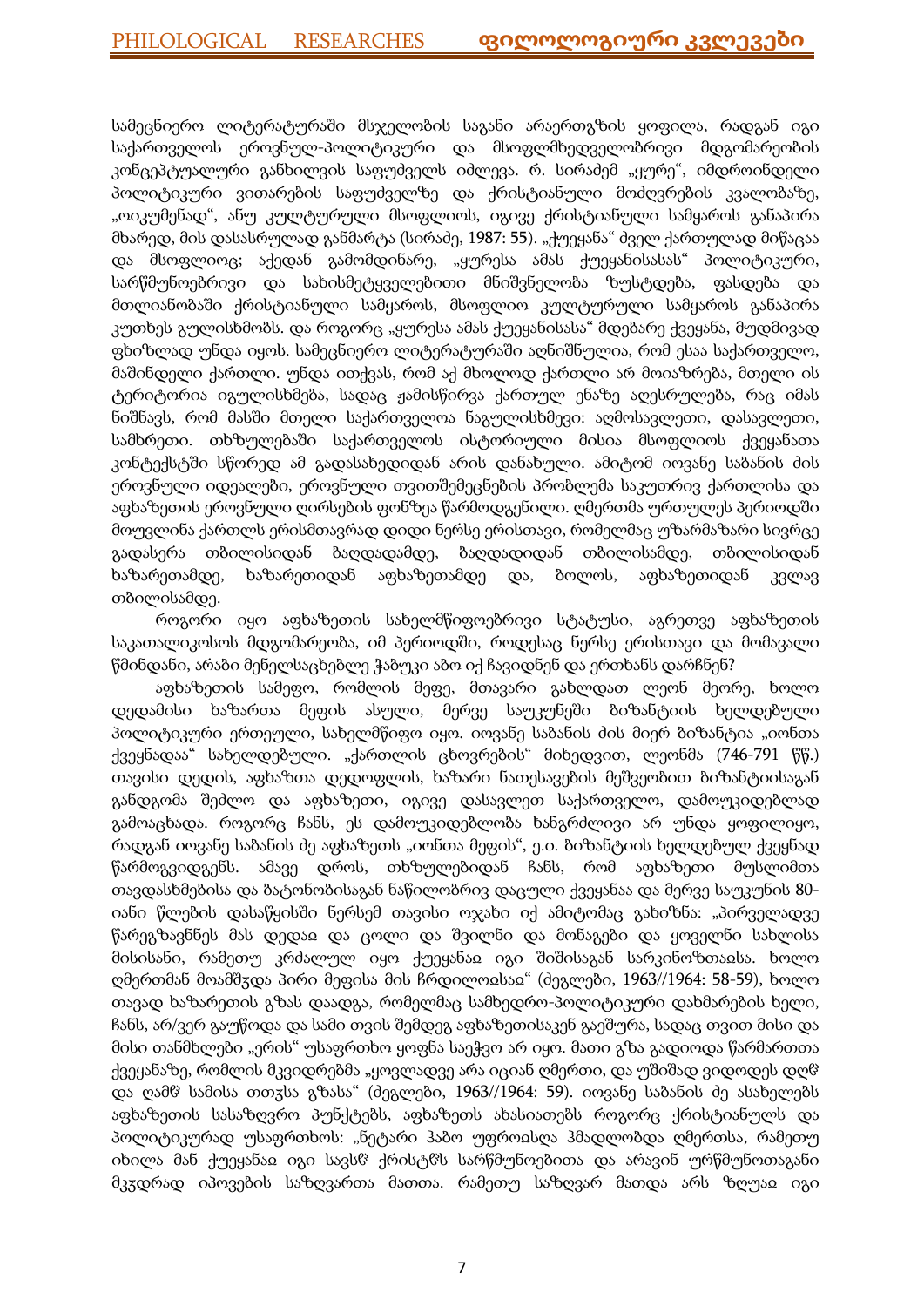სამეცნიერო ლიტერატურაში მსჯელობის საგანი არაერთგზის ყოფილა, რადგან იგი საქართველოს ეროვნულ-პოლიტიკური და მსოფლმხედველობრივი მდგომარეობის კონცეპტუალური განხილვის საფუძველს იძლევა. რ. სირაძემ „ყურე", იმდროინდელი პოლიტიკური ვითარების საფუძველზე და ქრისტიანული მოძღვრების კვალობაზე, „ოიკუმენად", ანუ კულტურული მსოფლიოს, იგივე ქრისტიანული სამყაროს განაპირა მხარედ, მის დასასრულად განმარტა (სირაძე, 1987: 55). „ქუეყანა" ძველ ქართულად მიწაცაა და მსოფლიოც; აქედან გამომდინარე, „ყურესა ამას ქუეყანისასას" პოლიტიკური, სარწმუნოებრივი და სახისმეტყველებითი მნიშვნელობა ზუსტდება, ფასდება და მთლიანობაში ქრისტიანული სამყაროს, მსოფლიო კულტურული სამყაროს განაპირა კუთხეს გულისხმობს. და როგორც „ყურესა ამას ქუეყანისასა" მდებარე ქვეყანა, მუდმივად ფხიზლად უნდა იყოს. სამეცნიერო ლიტერატურაში აღნიშნულია, რომ ესაა საქართველო, მაშინდელი ქართლი. უნდა ითქვას, რომ აქ მხოლოდ ქართლი არ მოიაზრება, მთელი ის ტერიტორია იგულისხმება, სადაც ჟამისწირვა ქართულ ენაზე აღესრულება, რაც იმას ნიშნავს, რომ მასში მთელი საქართველოა ნაგულისხმევი: აღმოსავლეთი, დასავლეთი, სამხრეთი. თხზულებაში საქართველოს ისტორიული მისია მსოფლიოს ქვეყანათა კონტექსტში სწორედ ამ გადასახედიდან არის დანახული. ამიტომ იოვანე საბანის ძის ეროვნული იდეალები, ეროვნული თვითშემეცნების პრობლემა საკუთრივ ქართლისა და აფხაზეთის ეროვნული ღირსების ფონზეა წარმოდგენილი. ღმერთმა ურთულეს პერიოდში მოუვლინა ქართლს ერისმთავრად დიდი ნერსე ერისთავი, რომელმაც უზარმაზარი სივრცე გადასერა თბილისიდან ბაღდადამდე, ბაღდადიდან თბილისამდე, თბილისიდან ხაზარეთამდე, ხაზარეთიდან აფხაზეთამდე და, ბოლოს, აფხაზეთიდან კვლავ თბილისამდე.

როგორი იყო აფხაზეთის სახელმწიფოებრივი სტატუსი, აგრეთვე აფხაზეთის საკათალიკოსოს მდგომარეობა, იმ პერიოდში, როდესაც ნერსე ერისთავი და მომავალი წმინდანი, არაბი მენელსაცხებლე ჰაბუკი აბო იქ ჩავიდნენ და ერთხანს დარჩნენ?

აფხაზეთის სამეფო, რომლის მეფე, მთავარი გახლდათ ლეონ მეორე, ხოლო დედამისი ხაზართა მეფის ასული, მერვე საუკუნეში ბიზანტიის ხელდებული პოლიტიკური ერთეული, სახელმწიფო იყო. იოვანე საბანის ძის მიერ ბიზანტია „იონთა ქვეყნადაა" სახელდებული. „ქართლის ცხოვრების" მიხედვით, ლეონმა (746-791 წწ.) თავისი დედის, აფხაზთა დედოფლის, ხაზარი ნათესავების მეშვეობით ბიზანტიისაგან განდგომა შეძლო და აფხაზეთი, იგივე დასავლეთ საქართველო, დამოუკიდებლად გამოაცხადა. როგორც ჩანს, ეს დამოუკიდებლობა ხანგრძლივი არ უნდა ყოფილიყო, რადგან იოვანე საბანის ძე აფხაზეთს „იონთა მეფის", ე.ი. ბიზანტიის ხელდებულ ქვეყნად წარმოგვიდგენს. ამავე დროს, თხზულებიდან ჩანს, რომ აფხაზეთი მუსლიმთა თავდასხმებისა და ბატონობისაგან ნაწილობრივ დაცული ქვეყანაა და მერვე საუკუნის 80-იანი წლების დასაწყისში ნერსემ თავისი ოჯახი იქ ამიტომაც გახიზნა: „პირველადვე წარეგზავნნეს მას დედაჲ და ცოლი და შვილნი და მონაგები და ყოველნი სახლისა მისისანი, რამეთუ კრძალულ იყო ქუეყანაჲ იგი შიშისაგან სარკინოზთაჲსა. ხოლო ღმერთმან მოამშჳდა პირი მეფისა მის ჩრდილოჲსაჲ" (ძეგლები, 1963//1964: 58-59), ხოლო თავად ხაზარეთის გზას დაადგა, რომელმაც სამხედრო-პოლიტიკური დახმარების ხელი, ჩანს, არ/ვერ გაუწოდა და სამი თვის შემდეგ აფხაზეთისაკენ გაეშურა, სადაც თვით მისი და მისი თანმხლები „ერის" უსაფრთხო ყოფნა საეჭვო არ იყო. მათი გზა გადიოდა წარმართთა ქვეყანაზე, რომლის მკვიდრებმა „ყოვლადვე არა იციან ღმერთი, და უშიშად ვიდოდეს დღჱ და ღამჱ სამისა თთჳსა გზასა" (ძეგლები, 1963//1964: 59). იოვანე საბანის ძე ასახელებს აფხაზეთის სასაზღვრო პუნქტებს, აფხაზეთს ახასიათებს როგორც ქრისტიანულს და პოლიტიკურად უსაფრთხოს: „ნეტარი ჰაბო უფროჲსღა ჰმადლობდა ღმერთსა, რამეთუ იხილა მან ქუეყანაჲ იგი სავსჱ ქრისტჱს სარწმუნოებითა და არავინ ურწმუნოთაგანი მკჳდრად იპოვების საზღვართა მათთა. რამეთუ საზღვარ მათდა არს ზღუაჲ იგი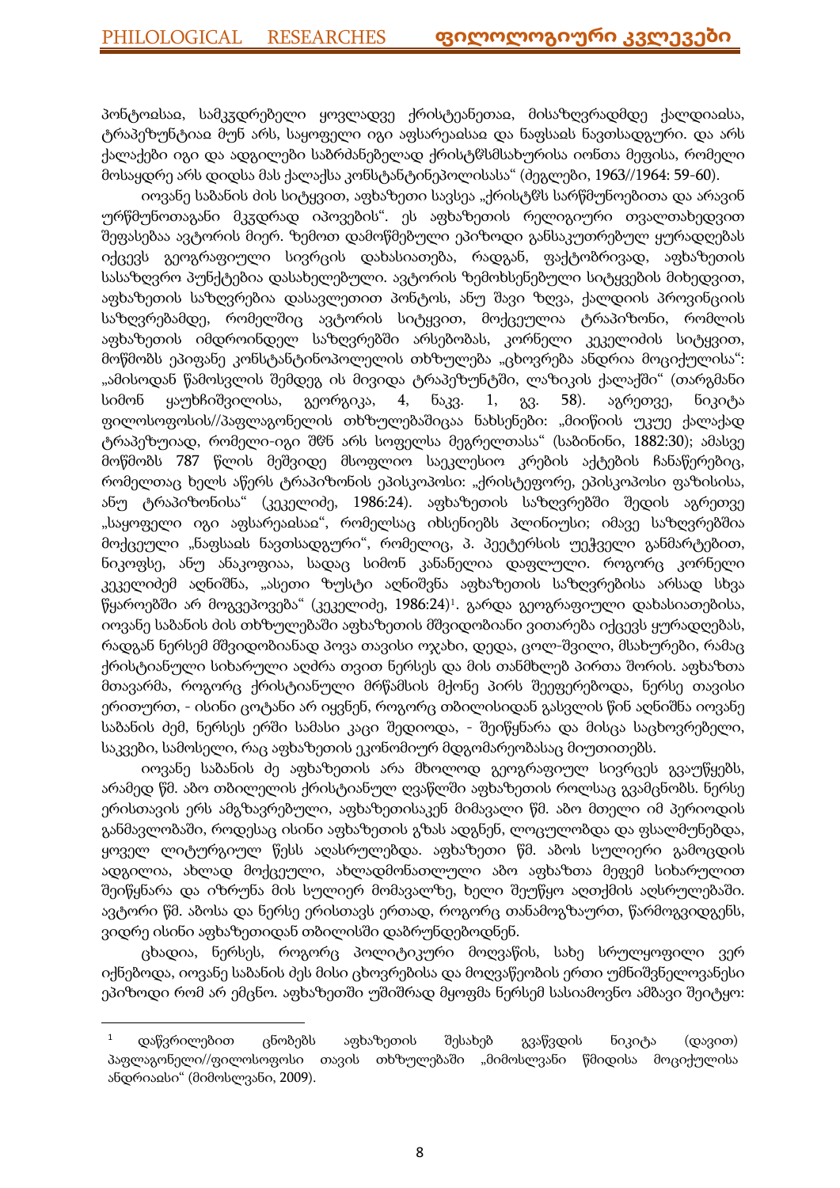პონტოჲსაჲ, სამკჳდრებელი ყოვლადვე ქრისტეანეთაჲ, მისაზღვრადმდე ქალდიაჲსა, ტრაპეზუნტიაჲ მუნ არს, საყოფელი იგი აფსარეაჲსაჲ და ნაფსაჲს ნავთსადგურისა. და არს ქალაქები იგი და ადგილები საბრძანებელად ქრისტჱსმსახურისა იონთა მეფისა, რომელი მოსაყდრე არს დიდსა მას ქალაქსა კონსტანტინეპოლისასა“ (ძეგლები, 1963//1964: 59-60).

იოვანე საბანის ძის სიტყვით, აფხაზეთი სავსეა „ქრისტჱს სარწმუნოებითა და არავინ ურწმუნოთაგანი მკჳდრად იპოვების“. ეს აფხაზეთის რელიგიური თვალთახედვით შეფასებაა ავტორის მიერ. ზემოთ დამოწმებული ეპიზოდი განსაკუთრებულ ყურადღებას იქცევს გეოგრაფიული სივრცის დახასიათება, რადგან, ფაქტობრივად, აფხაზეთის სასაზღვრო პუნქტებია დასახელებული. ავტორის ზემოხსენებული სიტყვების მიხედვით, აფხაზეთის საზღვრებია დასავლეთით პონტოს, ანუ შავი ზღვა, ქალდიის პროვინციის საზღვრებამდე, რომელშიც ავტორის სიტყვით, მოქცეულია ტრაპიზონი, რომლის აფხაზეთის იმდროინდელ საზღვრებში არსებობას, კორნელი კეკელიძის სიტყვით, მოწმობს ეპიფანე კონსტანტინოპოლელის თხზულება „ცხოვრება ანდრია მოციქულისა“: „ამისოდან წამოსვლის შემდეგ ის მივიდა ტრაპეზუნტში, ლაზიკის ქალაქში“ (თარგმანი სიმონ ყაუხჩიშვილისა, გეორგიკა, 4, ნაკვ. 1, გვ. 58). აგრეთვე, ნიკიტა ფილოსოფოსის//პაფლაგონელის თხზულებაშიცაა ნახსენები: „მიიწიის უკუე ქალაქად ტრაპეზუიადდ, რომელი-იგი შჱნ არს სოფელსა მეგრელთასა“ (საბინინი, 1882:30); ამასვე მოწმობს 787 წლის მეშვიდე მსოფლიო საეკლესიო კრების აქტების ჩანაწერებიც, რომელთაც ხელს აწერს ტრაპიზონის ეპისკოპოსი: „ქრისტეფორე, ეპისკოპოსი ფაზისისა, ანუ ტრაპიზონისა“ (კეკელიძე, 1986:24). აფხაზეთის საზღვრებში შედის აგრეთვე „საყოფელი იგი აფსარეაჲსაჲ“, რომელსაც იხსენიებს პლინიუსი; იმავე საზღვრებშია მოქცეული „ნაფსაჲს ნავთსადგური“, რომელიც, პ. პეეტერსის უეჭველი განმარტებით, ნიკოფსე, ანუ ანაკოფიაა, სადაც სიმონ კანანელია დაფლული. როგორც კორნელი კეკელიძემ აღნიშნა, „ასეთი ზუსტი აღნიშვნა აფხაზეთის საზღვრებისა არსად სხვა წყაროებში არ მოგვეპოვება“ (კეკელიძე, 1986:24)[1]. გარდა გეოგრაფიული დახასიათებისა, იოვანე საბანის ძის თხზულებაში აფხაზეთის მშვიდობიანი ვითარება იქცევს ყურადღებას, რადგან ნერსემ მშვიდობიანად პოვა თავისი ოჯახი, დედა, ცოლ-შვილი, მსახურები, რამაც ქრისტიანული სიხარული აღძრა თვით ნერსეს და მის თანმხლებ პირთა შორის. აფხაზთა მთავარმა, როგორც ქრისტიანული მრწამსის მქონე პირს შეეფერებოდა, ნერსე თავისი ერითურთ, - ისინი ცოტანი არ იყვნენ, როგორც თბილისიდან გასვლის წინ აღნიშნა იოვანე საბანის ძემ, ნერსეს ერში სამასი კაცი შედიოდა, - შეიწყნარა და მისცა საცხოვრებელი, საკვები, სამოსელი, რაც აფხაზეთის ეკონომიურ მდგომარეობასაც მიუთითებს.

იოვანე საბანის ძე აფხაზეთის არა მხოლოდ გეოგრაფიულ სივრცეს გვაუწყებს, არამედ წმ. აბო თბილელის ქრისტიანულ ღვაწლში აფხაზეთის როლსაც გვამცნობს. ნერსე ერისთავის ერს ამგზავრებული, აფხაზეთისაკენ მიმავალი წმ. აბო მთელი იმ პერიოდის განმავლობაში, როდესაც ისინი აფხაზეთის გზას ადგნენ, ლოცულობდა და ფსალმუნებდა, ყოველ ლიტურგიულ წესს აღასრულებდა. აფხაზეთი წმ. აბოს სულიერი გამოცდის ადგილია, ახლად მოქცეული, ახლადმონათლული აბო აფხაზთა მეფემ სიხარულით შეიწყნარა და იზრუნა მის სულიერ მომავალზე, ხელი შეუწყო აღთქმის აღსრულებაში. ავტორი წმ. აბოსა და ნერსე ერისთავს ერთად, როგორც თანამოგზაურთ, წარმოგვიდგენს, ვიდრე ისინი აფხაზეთიდან თბილისში დაბრუნდებოდნენ.

ცხადია, ნერსეს, როგორც პოლიტიკური მოღვაწის, სახე სრულყოფილი ვერ იქნებოდა, იოვანე საბანის ძეს მისი ცხოვრებისა და მოღვაწეობის ერთი უმნიშვნელოვანესი ეპიზოდი რომ არ ემცნო. აფხაზეთში უშიშრად მყოფმა ნერსემ სასიამოვნო ამბავი შეიტყო:

---

[1] დაწვრილებით ცნობებს აფხაზეთის შესახებ გვაწვდის ნიკიტა (დავით) პაფლაგონელი//ფილოსოფოსი თავის თხზულებაში „მიმოსლვანი წმიდისა მოციქულისა ანდრიაჲსი“ (მიმოსლვანი, 2009).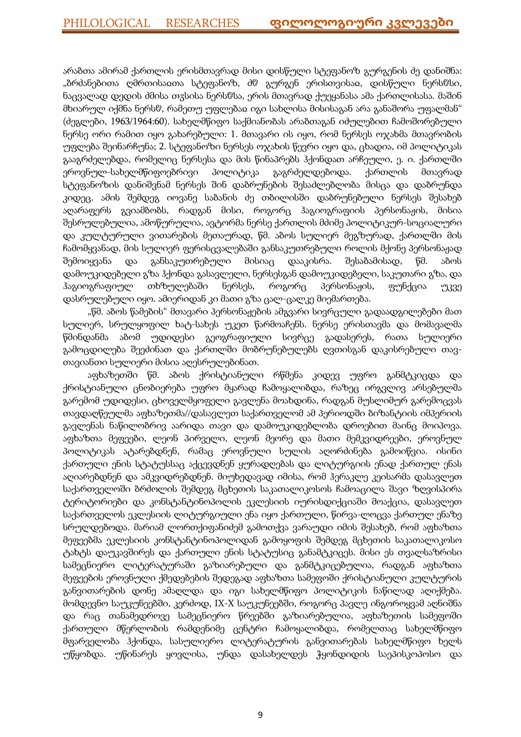არაბთა ამირამ ქართლის ერისმთავრად მისი დისწული სტეფანოზ გურგენის ძე დანიშნა: „ბრძანებითა ღმრთისაჲთა სტეფანოზ, ძჱ გურგენ ერისთვისაჲ, დისწული ნერსჱსი, ნაცვალად დედის ძმისა თჳსისა ნერსჱსა, ერის მთავრად ქუეყანასა ამა ქართლისასა. მაშინ მხიარულ იქმნა ნერსჱ, რამეთუ უფლებაჲ იგი სახლისა მისისაგან არა განაშორა უფალმან" (მეგლები, 1963/1964:60). სახელმწიფო საქმიანობას არაბთაგან იძულებით ჩამოშორებული ნერსე ორი რამით იყო გახარებული: 1. მთავარი ის იყო, რომ ნერსეს ოჯახმა მთავრობის უფლება შეინარჩუნა; 2. სტეფანოზი ნერსეს ოჯახის წევრი იყო და, ცხადია, იმ პოლიტიკას გააგრძელებდა, რომელიც ნერსესა და მის წინაპრებს ჰქონდათ არჩეული, ე. ი. ქართლში ეროვნულ-სახელმწიფოებრივი პოლიტიკა გაგრძელდებოდა. ქართლის მთავრად სტეფანოზის დანიშვნამ ნერსეს შინ დაბრუნების შესაძლებლობა მისცა და დაბრუნდა კიდეც. ამის შემდეგ იოვანე საბანის ძე თბილისში დაბრუნებული ნერსეს შესახებ აღარაფერს გვიამბობს, რადგან მისი, როგორც ჰაგიოგრაფიის პერსონაჟის, მისია შესრულებულია, ამოწურულია, ავტორმა ნერსე ქართლის მძიმე პოლიტიკურ-სოციალური და კულტურული ვითარების მეთაურად, წმ. აბოს სულიერ მეგზურად, ქართლში მის ჩამომყვანად, მის სულიერ ფერისცვალებაში განსაკუთრებული როლის მქონე პერსონაჟად შემოიყვანა და განსაკუთრებული მისიაც დააკისრა. შესაბამისად, წმ. აბოს დამოუკიდებელი გზა ჰქონდა გასავლელი, ნერსესგან დამოუკიდებელი, საკუთარი გზა, და ჰაგიოგრაფიულ თხზულებაში ნერსეს, როგორც პერსონაჟის, ფუნქცია უკვე დასრულებული იყო. ამიერიდან კი მათი გზა ცალ-ცალკე მიემართება.

„წმ. აბოს წამების" მთავარი პერსონაჟების ამგვარი სივრცული გადაადგილებები მათ სულიერ, სრულყოფილ ხატ-სახეს უკეთ წარმოაჩენს. ნერსე ერისთავმა და მომავალმა წმინდანმა აბომ უდიდესი გეოგრაფიული სივრცე გადასერეს, რათა სულიერი გამოცდილება შეეძინათ და ქართლში მობრუნებულებს ღვთისგან დაკისრებული თავ-თავიანთი სულიერი მისია აღესრულებინათ.

აფხაზეთში წმ. აბოს ქრისტიანული რწმენა კიდევ უფრო განმტკიცდა და ქრისტიანული ცნობიერება უფრო მყარად ჩამოყალიბდა, რაზეც ირგვლივ არსებულმა გარემომ უდიდესი, ცხოველმყოფელი გავლენა მოახდინა, რადგან მუსლიმურ გარემოცვას თავდაღწეულმა აფხაზეთმა//დასავლეთ საქართველომ ამ პერიოდში ბიზანტიის იმპერიის გავლენას ნაწილობრივ აარიდა თავი და დამოუკიდებლობა დროებით მაინც მოიპოვა. აფხაზთა მეფეები, ლეონ პირველი, ლეონ მეორე და მათი მემკვიდრეები, ეროვნულ პოლიტიკას ატარებდნენ, რამაც ეროვნული სულის აღორძინება გამოიწვია. ისინი ქართული ენის სტატუსსაც აქცევდნენ ყურადღებას და ლიტურგიის ენად ქართულ ენას აღიარებდნენ და ამკვიდრებდნენ. მიუხედავად იმისა, რომ ჰერაკლე კეისარმა დასავლეთ საქართველოში ბრძოლის შემდეგ მცხეთის საკათალიკოსოს ჩამოაცილა შავი ზღვისპირა ტერიტორიები და კონსტანტინოპოლის ეკლესიის იურისდიქციაში მოაქცია, დასავლეთ საქართველოს ეკლესიის ლიტურგიული ენა იყო ქართული, წირვა-ლოცვა ქართულ ენაზე სრულდებოდა. მარიამ ლორთქიფანიძემ გამოთქვა ვარაუდი იმის შესახებ, რომ აფხაზთა მეფეებმა ეკლესიის კონსტანტინოპოლიდან გამოყოფის შემდეგ მცხეთის საკათალიკოსო ტახტს დაუკავშირეს და ქართული ენის სტატუსიც განამტკიცეს. მისი ეს თვალსაზრისი სამეცნიერო ლიტერატურაში გაზიარებული და განმტკიცებულია, რადგან აფხაზთა მეფეების ეროვნული ქმედებების შედეგად აფხაზთა სამეფოში ქრისტიანული კულტურის განვითარების დონე ამაღლდა და იგი სახელმწიფო პოლიტიკის ნაწილად აღიქმება. მომდევნო საუკუნეებში, კერძოდ, IX-X საუკუნეებში, როგორც პავლე ინგოროყვამ აღნიშნა და რაც თანამედროვე სამეცნიერო წრეებში გაზიარებულია, აფხაზეთის სამეფოში ქართული მწერლობის რამდენიმე ცენტრი ჩამოყალიბდა, რომელთაც სახელმწიფო მფარველობა ჰქონდა, სასულიერო ლიტერატურის განვითარებას სახელმწიფო ხელს უწყობდა. უწინარეს ყოვლისა, უნდა დასახელდეს ჭყონდიდის საეპისკოპოსო და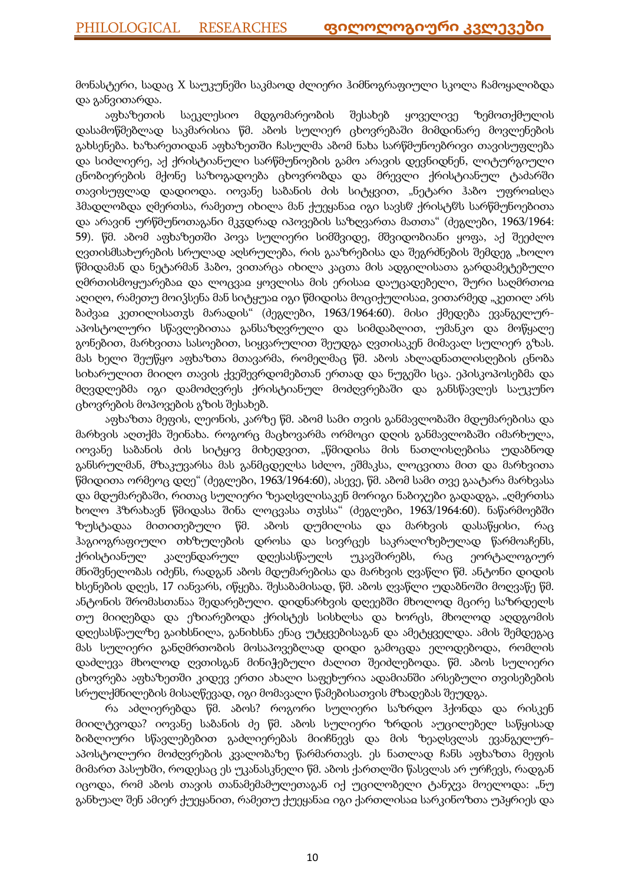მონასტერი, სადაც X საუკუნეში საკმაოდ ძლიერი ჰიმნოგრაფიული სკოლა ჩამოყალიბდა და განვითარდა.

აფხაზეთის საეკლესიო მდგომარეობის შესახებ ყოველივე ზემოთქმულის დასამოწმებლად საკმარისია წმ. აბოს სულიერ ცხოვრებაში მიმდინარე მოვლენების გახსენება. ხაზარეთიდან აფხაზეთში ჩასულმა აბომ ნახა სარწმუნოებრივი თავისუფლება და სიძლიერე, აქ ქრისტიანული სარწმუნოების გამო არავის დევნიდნენ, ლიტურგიული ცნობიერების მქონე საზოგადოება ცხოვრობდა და მრევლი ქრისტიანულ ტაძარში თავისუფლად დადიოდა. იოვანე საბანის ძის სიტყვით, „ნეტარი ჰაბო უფროჲსღა ჰმადლობდა ღმერთსა, რამეთუ იხილა მან ქუეყანაჲ იგი სავსჱ ქრისტჱს სარწმუნოებითა და არავინ ურწმუნოთაგანი მკჳდრად იპოვების საზღვართა მათთა" (ძეგლები, 1963/1964: 59). წმ. აბომ აფხაზეთში პოვა სულიერი სიმშვიდე, მშვიდობიანი ყოფა, აქ შეეძლო ღვთისმსახურების სრულად აღსრულება, რის გააზრებისა და შეგრძნების შემდეგ „ხოლო წმიდამან და ნეტარმან ჰაბო, ვითარცა იხილა კაცთა მის ადგილისათა გარდამეტებული ღმრთისმოყუარებაჲ და ლოცვაჲ ყოვლისა მის ერისაჲ დაუცადებელი, შური საღმრთოჲ აღიღო, რამეთუ მოიჴსენა მან სიტყუაჲ იგი წმიდისა მოციქულისაჲ, ვითარმედ „კეთილ არს ბაძვაჲ კეთილისათჳს მარადის" (ძეგლები, 1963/1964:60). მისი ქმედება ევანგელურ-აპოსტოლური სწავლებითაა განსაზღვრული და სიმდაბლით, უმანკო და მოწყალე გონებით, მარხვითა სასოებით, სიყვარულით შეუდგა ღვთისაკენ მიმავალ სულიერ გზას. მას ხელი შეუწყო აფხაზთა მთავარმა, რომელმაც წმ. აბოს ახლადნათლისღების ცნობა სიხარულით მიიღო თავის ქვეშევრდომებთან ერთად და ნუგეში სცა. ეპისკოპოსებმა და მღვდლებმა იგი დამოძღვრეს ქრისტიანულ მოძღვრებაში და განსწავლეს საუკუნო ცხოვრების მოპოვების გზის შესახებ.

აფხაზთა მეფის, ლეონის, კარზე წმ. აბომ სამი თვის განმავლობაში მდუმარებისა და მარხვის აღთქმა შეინახა. როგორც მაცხოვარმა ორმოცი დღის განმავლობაში იმარხულა, იოვანე საბანის ძის სიტყვის მიხედვით, „წმიდისა მის ნათლისღებისა უდაბნოდ განსრულმან, მჴაკუვარსა მას განმცდელსა სძლო, ეშმაკსა, ლოცვითა მით და მარხვითა წმიდითა ორმეოც დღე" (ძეგლები, 1963/1964:60), ასევე, წმ. აბომ სამი თვე გაატარა მარხვასა და მდუმარებაში, რითაც სულიერი ზეაღსვლისაკენ მორიგი ნაბიჯები გადადგა, „ღმერთსა ხოლო ჰზრახავნ წმიდასა შინა ლოცვასა თჳსსა" (ძეგლები, 1963/1964:60). ნაწარმოებში ზუსტადაა მითითებული წმ. აბოს დუმილისა და მარხვის დასაწყისი, რაც ჰაგიოგრაფიული თხზულების დროსა და სივრცეს საკრალიზებულად წარმოაჩენს, ქრისტიანულ კალენდარულ დღესასწაულს უკავშირებს, რაც ეორტალოგიურ მნიშვნელობას იძენს, რადგან აბოს მდუმარებისა და მარხვის ღვაწლი წმ. ანტონი დიდის ხსენების დღეს, 17 იანვარს, იწყება. შესაბამისად, წმ. აბოს ღვაწლი უდაბნოში მოღვაწე წმ. ანტონის შრომასთანაა შედარებული. დიდმარხვის დღეებში მხოლოდ მცირე საზრდელს თუ მიიღებდა და ეზიარებოდა ქრისტეს სისხლსა და ხორცს, მხოლოდ აღდგომის დღესასწაულზე გაიხსნილა, განიხსნა ენაც უტყვებისაგან და ამეტყველდა. ამის შემდეგაც მას სულიერი განღმრთობის მოსაპოვებლად დიდი გამოცდა ელოდებოდა, რომლის დაძლევა მხოლოდ ღვთისგან მინიჭებული ძალით შეიძლებოდა. წმ. აბოს სულიერი ცხოვრება აფხაზეთში კიდევ ერთი ახალი საფეხურია ადამიანში არსებული თვისებების სრულქმნილების მისაღწევად, იგი მომავალი წამებისათვის მზადებას შეუდგა.

რა აძლიერებდა წმ. აბოს? როგორი სულიერი საზრდო ჰქონდა და რისკენ მიილტვოდა? იოვანე საბანის ძე წმ. აბოს სულიერი ზრდის აუცილებელ საწყისად ბიბლიური სწავლებებით გაძლიერებას მიიჩნევს და მის ზეაღსვლას ევანგელურ-აპოსტოლური მოძღვრების კვალობაზე წარმართავს. ეს ნათლად ჩანს აფხაზთა მეფის მიმართ პასუხში, როდესაც ეს უკანასკნელი წმ. აბოს ქართლში წასვლას არ ურჩევს, რადგან იცოდა, რომ აბოს თავის თანამემამულეთაგან იქ უცილობელი ტანჯვა მოელოდა: „ნუ განხუალ შენ ამიერ ქუეყანით, რამეთუ ქუეყანაჲ იგი ქართლისაჲ სარკინოზთა უპყრიეს და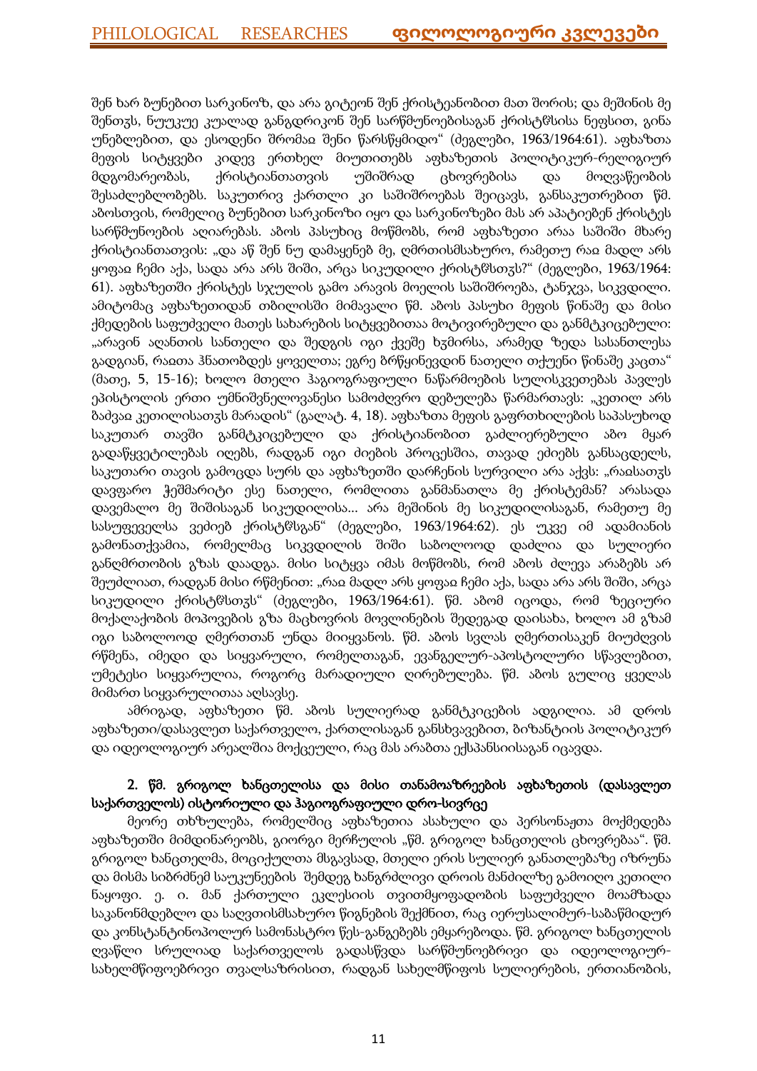შენ ხარ ბუნებით სარკინოზ, და არა გიტეონ შენ ქრისტეანობით მათ შორის; და მეშინის მე შენთჳს, ნუუკუე კუალად განგდრიკონ შენ სარწმუნოებისაგან ქრისტჱსისა ნეფსით, გინა უნებლებით, და ესოდენი შრომაჲ შენი წარსწყმიდო“ (ძეგლები, 1963/1964:61). აფხაზთა მეფის სიტყვები კიდევ ერთხელ მიუთითებს აფხაზეთის პოლიტიკურ-რელიგიურ მდგომარეობას, ქრისტიანთათვის უშიშრად ცხოვრებისა და მოღვაწეობის შესაძლებლობებს. საკუთრივ ქართლი კი საშიშროებას შეიცავს, განსაკუთრებით წმ. აბოსთვის, რომელიც ბუნებით სარკინოზი იყო და სარკინოზები მას არ აპატიებენ ქრისტეს სარწმუნოების აღიარებას. აბოს პასუხიც მოწმობს, რომ აფხაზეთი არაა საშიში მხარე ქრისტიანთათვის: „და აწ შენ ნუ დამაყენებ მე, ღმრთისმსახურო, რამეთუ რაჲ მადლ არს ყოფაჲ ჩემი აქა, სადა არა არს შიში, არცა სიკუდილი ქრისტჱსთჳს?“ (ძეგლები, 1963/1964: 61). აფხაზეთში ქრისტეს სჯულის გამო არავის მოელის საშიშროება, ტანჯვა, სიკვდილი. ამიტომაც აფხაზეთიდან თბილისში მიმავალი წმ. აბოს პასუხი მეფის წინაშე და მისი ქმედების საფუძველი მათეს სახარების სიტყვებითაა მოტივირებული და განმტკიცებული: „არავინ აღანთის სანთელი და შედგის იგი ქვეშე ხჳმირსა, არამედ ზედა სასანთლესა გადგიან, რაჲთა ჰნათობდეს ყოველთა; ეგრე ბრწყინევდინ ნათელი თქუენი წინაშე კაცთა“ (მათე, 5, 15-16); ხოლო მთელი ჰაგიოგრაფიული ნაწარმოების სულისკვეთებას პავლეს ეპისტოლის ერთი უმნიშვნელოვანესი სამოძღვრო დებულება წარმართავს: „კეთილ არს ბაძვაჲ კეთილისათჳს მარადის“ (გალატ. 4, 18). აფხაზთა მეფის გაფრთხილების საპასუხოდ საკუთარ თავში განმტკიცებული და ქრისტიანობით გაძლიერებული აბო მყარ გადაწყვეტილებას იღებს, რადგან იგი ძიების პროცესშია, თავად ეძიებს განსაცდელს, საკუთარი თავის გამოცდა სურს და აფხაზეთში დარჩენის სურვილი არა აქვს: „რაჲსათჳს დავფარო ჭეშმარიტი ესე ნათელი, რომლითა განმანათლა მე ქრისტემან? არასადა დავემალო მე შიშისაგან სიკუდილისა... არა მეშინის მე სიკუდილისაგან, რამეთუ მე სასუფეველსა ვეძიებ ქრისტჱსგან“ (ძეგლები, 1963/1964:62). ეს უკვე იმ ადამიანის გამონათქვამია, რომელმაც სიკვდილის შიში საბოლოოდ დაძლია და სულიერი განღმრთობის გზას დაადგა. მისი სიტყვა იმას მოწმობს, რომ აბოს ძლევა არაბებს არ შეუძლიათ, რადგან მისი რწმენით: „რაჲ მადლ არს ყოფაჲ ჩემი აქა, სადა არა არს შიში, არცა სიკუდილი ქრისტჱსთჳს“ (ძეგლები, 1963/1964:61). წმ. აბომ იცოდა, რომ ზეციური მოქალაქობის მოპოვების გზა მაცხოვრის მოვლინების შედეგად დაისახა, ხოლო ამ გზამ იგი საბოლოოდ ღმერთთან უნდა მიიყვანოს. წმ. აბოს სვლას ღმერთისაკენ მიუძღვის რწმენა, იმედი და სიყვარული, რომელთაგან, ევანგელურ-აპოსტოლური სწავლებით, უმეტესი სიყვარულია, როგორც მარადიული ღირებულება. წმ. აბოს გულიც ყველას მიმართ სიყვარულითაა აღსავსე.

ამრიგად, აფხაზეთი წმ. აბოს სულიერად განმტკიცების ადგილია. ამ დროს აფხაზეთი/დასავლეთ საქართველო, ქართლისაგან განსხვავებით, ბიზანტიის პოლიტიკურ და იდეოლოგიურ არეალშია მოქცეული, რაც მას არაბთა ექსპანსიისაგან იცავდა.

### 2. წმ. გრიგოლ ხანცთელისა და მისი თანამოაზრეების აფხაზეთის (დასავლეთ საქართველოს) ისტორიული და ჰაგიოგრაფიული დრო-სივრცე

მეორე თხზულება, რომელშიც აფხაზეთია ასახული და პერსონაჟთა მოქმედება აფხაზეთში მიმდინარეობს, გიორგი მერჩულის „წმ. გრიგოლ ხანცთელის ცხოვრებაა“. წმ. გრიგოლ ხანცთელმა, მოციქულთა მსგავსად, მთელი ერის სულიერ განათლებაზე იზრუნა და მისმა სიბრძნემ საუკუნეების შემდეგ ხანგრძლივი დროის მანძილზე გამოიღო კეთილი ნაყოფი. ე. ი. მან ქართული ეკლესიის თვითმყოფადობის საფუძველი მოამზადა საკანონმდებლო და საღვთისმსახურო წიგნების შექმნით, რაც იერუსალიმურ-საბაწმიდურ და კონსტანტინოპოლურ სამონასტრო წეს-განგებებს ემყარებოდა. წმ. გრიგოლ ხანცთელის ღვაწლი სრულიად საქართველოს გადასწვდა სარწმუნოებრივი და იდეოლოგიურ-სახელმწიფოებრივი თვალსაზრისით, რადგან სახელმწიფოს სულიერების, ერთიანობის,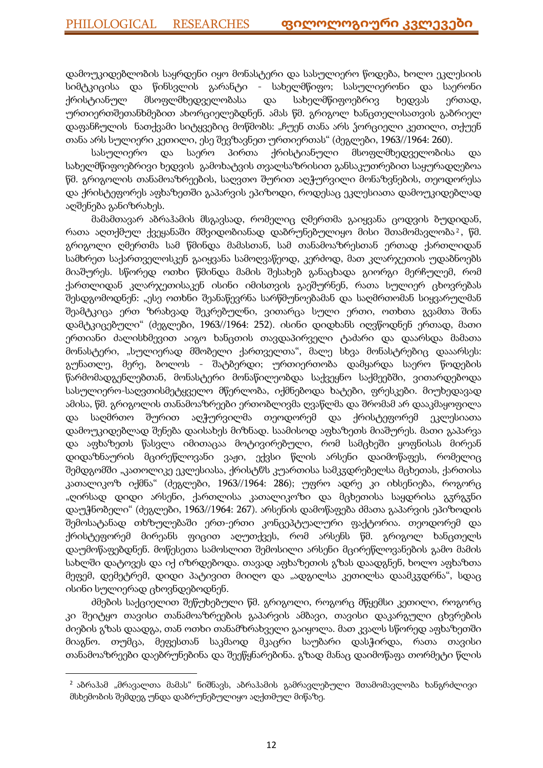დამოუკიდებლობის საყრდენი იყო მონასტერი და სასულიერო წოდება, ხოლო ეკლესიის სიმტკიცისა და წინსვლის გარანტი - სახელმწიფო; სასულიერონი და საერონი ქრისტიანულ მსოფლმხედველობასა და სახელმწიფოებრივ ხედვას ერთად, ურთიერთშეთანხმებით ახორციელებდნენ. ამას წმ. გრიგოლ ხანცთელისათვის გაბრიელ დაფანჩულის ნათქვამი სიტყვებიც მოწმობს: „ჩუენ თანა არს ჴორციელი კეთილი, თქუენ თანა არს სულიერი კეთილი, ესე შევზავნეთ ურთიერთას" (ძეგლები, 1963//1964: 260).

სასულიერო და საერო პირთა ქრისტიანული მსოფლმხედველობისა და სახელმწიფოებრივი ხედვის გამოხატვის თვალსაზრისით განსაკუთრებით საყურადღებოა წმ. გრიგოლის თანამოაზრეების, საღვთო შურით აღჭურვილი მონაზვნების, თეოდორესა და ქრისტეფორეს აფხაზეთში გაპარვის ეპიზოდი, როდესაც ეკლესიათა დამოუკიდებლად აღშენება განიზრახეს.

მამამთავარ აბრაჰამის მსგავსად, რომელიც ღმერთმა გაიყვანა ცოდვის ბუდიდან, რათა აღთქმულ ქვეყანაში მშვიდობიანად დაბრუნებულიყო მისი შთამომავლობა[2], წმ. გრიგოლი ღმერთმა სამ წმინდა მამასთან, სამ თანამოაზრესთან ერთად ქართლიდან სამხრეთ საქართველოსკენ გაიყვანა სამოღვაწეოდ, კერძოდ, მათ კლარჯეთის უდაბნოებს მიაშურეს. სწორედ ოთხი წმინდა მამის შესახებ განაცხადა გიორგი მერჩულემ, რომ ქართლიდან კლარჯეთისაკენ ისინი იმისთვის გაეშურნენ, რათა სულიერ ცხოვრებას შესდგომოდნენ: „ესე ოთხნი შეანაწევრნა სარწმუნოებამან და საღმრთომან სიყვარულმან შეამტკიცა ერთ ზრახვად შეკრებულნი, ვითარცა სული ერთი, ოთხთა გვამთა შინა დამტკიცებული" (ძეგლები, 1963//1964: 252). ისინი დიდხანს იღვწოდნენ ერთად, მათი ერთიანი ძალისხმევით აიგო ხანცთის თავდაპირველი ტაძარი და დაარსდა მამათა მონასტერი, „სულიერად მშობელი ქართველთა", მალე სხვა მონასტრებიც დააარსეს: გუნათლე, მერე, ბოლოს - შატბერდი; ურთიერთობა დამყარდა საერო წოდების წარმომადგენლებთან, მონასტერი მონაწილეობდა საქვეყნო საქმეებში, ვითარდებოდა სასულიერო-საღვთისმეტყველო მწერლობა, იქმნებოდა ხატები, ფრესკები. მიუხედავად ამისა, წმ. გრიგოლის თანამოაზრეები ერთობლივმა ღვაწლმა და შრომამ არ დააკმაყოფილა და საღმრთო შურით აღჭურვილმა თეოდორემ და ქრისტეფორემ ეკლესიათა დამოუკიდებლად შენება დაისახეს მიზნად. საამისოდ აფხაზეთს მიაშურეს. მათი გაპარვა და აფხაზეთს წასვლა იმითაცაა მოტივირებული, რომ სამცხეში ყოფნისას მირეან დიდაზნაურის მცირეწლოვანი ვაჟი, ექვსი წლის არსენი დაიმოწაფეს, რომელიც შემდგომში „კათოლიკე ეკლესიასა, ქრისტჱს კუართისა სამკჳდრებელსა მცხეთას, ქართისა კათალიკოზ იქმნა" (ძეგლები, 1963//1964: 286); უფრო ადრე კი იხსენიება, როგორც „ღირსად დიდი არსენი, ქართლისა კათალიკოზი და მცხეთისა საყდრისა გჳრგჳნი დაუჭნობელი" (ძეგლები, 1963//1964: 267). არსენის დამოწაფება ძმათა გაპარვის ეპიზოდის შემოსატანად თხზულებაში ერთ-ერთი კონცეპტუალური ფაქტორია. თეოდორემ და ქრისტეფორემ მირეანს ფიცით აღუთქვეს, რომ არსენს წმ. გრიგოლ ხანცთელს დაუმოწაფებდნენ. მოწესეთა სამოსლით შემოსილი არსენი მცირეწლოვანების გამო მამის სახლში დატოვეს და იქ იზრდებოდა. თავად აფხაზეთის გზას დაადგნენ, ხოლო აფხაზთა მეფემ, დემეტრემ, დიდი პატივით მიიღო და „ადგილსა კეთილსა დაამკჳდრნა", სადაც ისინი სულიერად ცხოვნდებოდნენ.

ძმების საქციელით შეწუხებული წმ. გრიგოლი, როგორც მწყემსი კეთილი, როგორც კი შეიტყო თავისი თანამოაზრეების გაპარვის ამბავი, თავისი დაკარგული ცხვრების ძიების გზას დაადგა, თან ოთხი თანამზრახველი გაიყოლა. მათ კვალს სწორედ აფხაზეთში მიაგნო. თუმცა, მეფესთან საკმაოდ მკაცრი საუბარი დასჭირდა, რათა თავისი თანამოაზრეები დაებრუნებინა და შეეწყნარებინა. გზად მანაც დაიმოწაფა თორმეტი წლის

---

[2] აბრაჰამ „მრავალთა მამას" ნიშნავს, აბრაჰამის გამრავლებული შთამომავლობა ხანგრძლივი მსხემობის შემდეგ უნდა დაბრუნებულიყო აღქთმულ მიწაზე.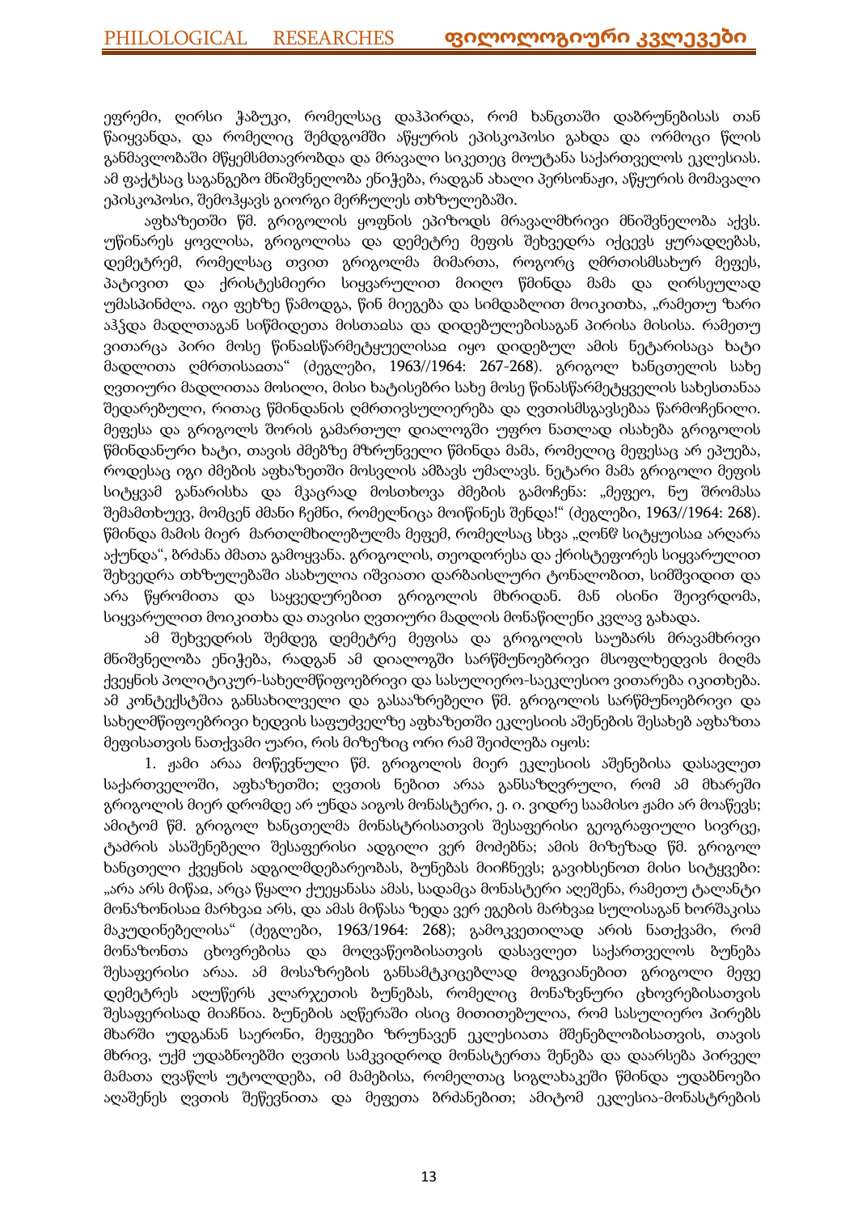ეფრემი, ღირსი ჭაბუკი, რომელსაც დაჰპირდა, რომ ხანცთაში დაბრუნებისას თან წაიყვანდა, და რომელიც შემდგომში აწყურის ეპისკოპოსი გახდა და ორმოცი წლის განმავლობაში მწყემსმთავრობდა და მრავალი სიკეთეც მოუტანა საქართველოს ეკლესიას. ამ ფაქტსაც საგანგებო მნიშვნელობა ენიჭება, რადგან ახალი პერსონაჟი, აწყურის მომავალი ეპისკოპოსი, შემოჰყავს გიორგი მერჩულეს თხზულებაში.

აფხაზეთში წმ. გრიგოლის ყოფნის ეპიზოდს მრავალმხრივი მნიშვნელობა აქვს. უწინარეს ყოვლისა, გრიგოლისა და დემეტრე მეფის შეხვედრა იქცევს ყურადღებას, დემეტრემ, რომელსაც თვით გრიგოლმა მიმართა, როგორც ღმრთისმსახურ მეფეს, პატივით და ქრისტესმიერი სიყვარულით მიიღო წმინდა მამა და ღირსეულად უმასპინძლა. იგი ფეხზე წამოდგა, წინ მიეგება და სიმდაბლით მოიკითხა, „რამეთუ ზარი აჰჴდა მადლთაგან სიწმიდეთა მისთაჲსა და დიდებულებისაგან პირისა მისისა. რამეთუ ვითარცა პირი მოსე წინაჲსწარმეტყუელისაჲ იყო დიდებულ ამის ნეტარისაცა ხატი მადლითა ღმრთისაჲთა" (ძეგლები, 1963//1964: 267-268). გრიგოლ ხანცთელის სახე ღვთიური მადლითაა მოსილი, მისი ხატისებრი სახე მოსე წინასწარმეტყველის სახესთანაა შედარებული, რითაც წმინდანის ღმრთივსულიერება და ღვთისმსგავსებაა წარმოჩენილი. მეფესა და გრიგოლს შორის გამართულ დიალოგში უფრო ნათლად ისახება გრიგოლის წმინდანური ხატი, თავის ძმებზე მზრუნველი წმინდა მამა, რომელიც მეფესაც არ ეპუება, როდესაც იგი ძმების აფხაზეთში მოსვლის ამბავს უმალავს. ნეტარი მამა გრიგოლი მეფის სიტყვამ განარისხა და მკაცრად მოსთხოვა ძმების გამოჩენა: „მეფეო, ნუ შრომასა შემამთხუევ, მომცენ ძმანი ჩემნი, რომელნიცა მოიწინეს შენდა!" (ძეგლები, 1963//1964: 268). წმინდა მამის მიერ მართლმხილებულმა მეფემ, რომელსაც სხვა „ღონჱ სიტყჳსაჲ არღარა აქუნდა", ბრძანა ძმათა გამოყვანა. გრიგოლის, თეოდორესა და ქრისტეფორეს სიყვარულით შეხვედრა თხზულებაში ასახულია იშვიათი დარბაისლური ტონალობით, სიმშვიდით და არა წყრომითა და საყვედურებით გრიგოლის მხრიდან. მან ისინი შეივრდომა, სიყვარულით მოიკითხა და თავისი ღვთიური მადლის მონაწილენი კვლავ გახადა.

ამ შეხვედრის შემდეგ დემეტრე მეფისა და გრიგოლის საუბარს მრავამხრივი მნიშვნელობა ენიჭება, რადგან ამ დიალოგში სარწმუნოებრივი მსოფლხედვის მიღმა ქვეყნის პოლიტიკურ-სახელმწიფოებრივი და სასულიერო-საეკლესიო ვითარება იკითხება. ამ კონტექსტშია განსახილველი და გასააზრებელი წმ. გრიგოლის სარწმუნოებრივი და სახელმწიფოებრივი ხედვის საფუძველზე აფხაზეთში ეკლესიის აშენების შესახებ აფხაზთა მეფისათვის ნათქვამი უარი, რის მიზეზიც ორი რამ შეიძლება იყოს:

1. ჟამი არაა მოწევნული წმ. გრიგოლის მიერ ეკლესიის აშენებისა დასავლეთ საქართველოში, აფხაზეთში; ღვთის ნებით არაა განსაზღვრული, რომ ამ მხარეში გრიგოლის მიერ დრომდე არ უნდა აიგოს მონასტერი, ე. ი. ვიდრე საამისო ჟამი არ მოაწევს; ამიტომ წმ. გრიგოლ ხანცთელმა მონასტრისათვის შესაფერისი გეოგრაფიული სივრცე, ტაძრის ასაშენებელი შესაფერისი ადგილი ვერ მოძებნა; ამის მიზეზად წმ. გრიგოლ ხანცთელი ქვეყნის ადგილმდებარეობას, ბუნებას მიიჩნევს; გავიხსენოთ მისი სიტყვები: „არა არს მიწაჲ, არცა წყალი ქუეყანასა ამას, სადამცა მონასტერი აღეშენა, რამეთუ ტალანტი მონაზონისაჲ მარხვაჲ არს, და ამას მიწასა ზედა ვერ ეგების მარხვაჲ სულისაგან ხორშაკისა მაკუდინებელისა" (ძეგლები, 1963/1964: 268); გამოკვეთილად არის ნათქვამი, რომ მონაზონთა ცხოვრებისა და მოღვაწეობისათვის დასავლეთ საქართველოს ბუნება შესაფერისი არაა. ამ მოსაზრების განსამტკიცებლად მოგვიანებით გრიგოლი მეფე დემეტრეს აღუწერს კლარჯეთის ბუნებას, რომელიც მონაზვნური ცხოვრებისათვის შესაფერისად მიაჩნია. ბუნების აღწერაში ისიც მითითებულია, რომ სასულიერო პირებს მხარში უდგანან საერონი, მეფეები ზრუნავენ ეკლესიათა მშენებლობისათვის, თავის მხრივ, უქმ უდაბნოებში ღვთის სამკვიდროდ მონასტერთა შენება და დაარსება პირველ მამათა ღვაწლს უტოლდება, იმ მამებისა, რომელთაც სიგლახაკეში წმინდა უდაბნოები აღაშენეს ღვთის შეწევნითა და მეფეთა ბრძანებით; ამიტომ ეკლესია-მონასტრების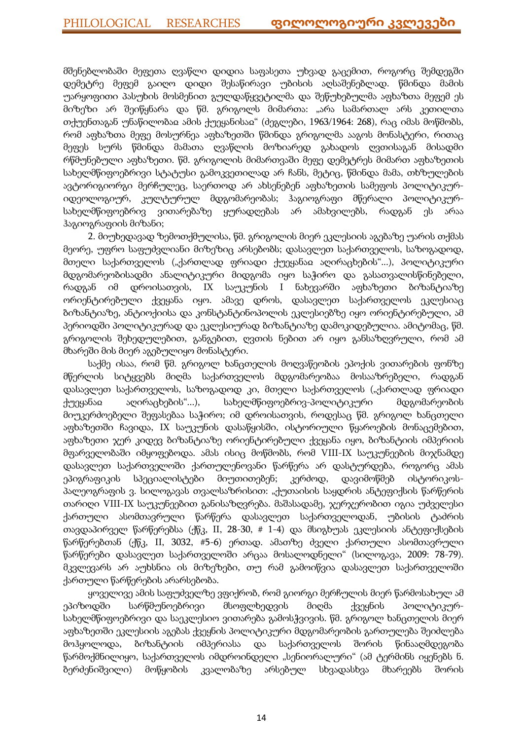მშენებლობაში მეფეთა ღვაწლი დიდია საფასეთა უხვად გაცემით, როგორც შემდეგში დემეტრე მეფემ გაიღო დიდი შესაწირავი უბისის აღსაშენებლად. წმინდა მამის უარყოფითი პასუხის მოსმენით გულდაწყვეტილმა და შეწუხებულმა აფხაზთა მეფემ ეს მიზეზი არ შეიწყნარა და წმ. გრიგოლს მიმართა: „არა სამართალ არს კეთილთა თქუენთაგან უნაწილობაჲ ამის ქუეყანისაჲ" (ძეგლები, 1963/1964: 268), რაც იმას მოწმობს, რომ აფხაზთა მეფე მოსურნეა აფხაზეთში წმინდა გრიგოლმა ააგოს მონასტერი, რითაც მეფეს სურს წმინდა მამათა ღვაწლის მოზიარედ გახადოს ღვთისაგან მისადმი რწმუნებული აფხაზეთი. წმ. გრიგოლის მიმართვაში მეფე დემეტრეს მიმართ აფხაზეთის სახელმწიფოებრივი სტატუსი გამოკვეთილად არ ჩანს, მეტიც, წმინდა მამა, თხზულების ავტორიგიორგი მერჩულეც, საერთოდ არ ახსენებენ აფხაზეთის სამეფოს პოლიტიკურ-იდეოლოგიურ, კულტურულ მდგომარეობას; ჰაგიოგრაფი მწერალი პოლიტიკურ-სახელმწიფოებრივ ვითარებაზე ყურადღებას არ ამახვილებს, რადგან ეს არაა ჰაგიოგრაფიის მიზანი;

2. მიუხედავად ზემოთქმულისა, წმ. გრიგოლის მიერ ეკლესიის აგებაზე უარის თქმას მეორე, უფრო საფუძვლიანი მიზეზიც არსებობს; დასავლეთ საქართველოს, საზოგადოდ, მთელი საქართველოს („ქართლად ფრიადი ქუეყანაჲ აღირაცხების"...), პოლიტიკური მდგომარეობისადმი ანალიტიკური მიდგომა იყო საჭირო და გასათვალისწინებელი, რადგან იმ დროისათვის, IX საუკუნის I ნახევარში აფხაზეთი ბიზანტიაზე ორიენტირებული ქვეყანა იყო. ამავე დროს, დასავლეთ საქართველოს ეკლესიაც ბიზანტიაზე, ანტიოქიისა და კონსტანტინოპოლის ეკლესიებზე იყო ორიენტირებული, ამ პერიოდში პოლიტიკურად და ეკლესიურად ბიზანტიაზე დამოკიდებულია. ამიტომაც, წმ. გრიგოლის შეხედულებით, განგებით, ღვთის ნებით არ იყო განსაზღვრული, რომ ამ მხარეში მის მიერ აგებულიყო მონასტერი.

საქმე ისაა, რომ წმ. გრიგოლ ხანცთელის მოღვაწეობის ეპოქის ვითარების ფონზე მწერლის სიტყვებს მიღმა საქართველოს მდგომარეობაა მოსააზრებელი, რადგან დასავლეთ საქართველოს, საზოგადოდ კი, მთელი საქართველოს („ქართლად ფრიადი ქუეყანაჲ აღირაცხების"...), სახელმწიფოებრივ-პოლიტიკური მდგომარეობის მიუკერძოებელი შეფასებაა საჭირო; იმ დროისათვის, როდესაც წმ. გრიგოლ ხანცთელი აფხაზეთში ჩავიდა, IX საუკუნის დასაწყისში, ისტორიული წყაროების მონაცემებით, აფხაზეთი ჯერ კიდევ ბიზანტიაზე ორიენტირებული ქვეყანა იყო, ბიზანტიის იმპერიის მფარველობაში იმყოფებოდა. ამას ისიც მოწმობს, რომ VIII-IX საუკუნეების მიჯნამდე დასავლეთ საქართველოში ქართულენოვანი წარწერა არ დასტურდება, როგორც ამას ეპიგრაფიკის სპეციალისტები მიუთითებენ; კერძოდ, დავიმოწმებ ისტორიკოს-პალეოგრაფის ვ. სილოგავას თვალსაზრისით: „ქუთაისის საყდრის ანტეფიქსის წარწერის თარიღი VIII-IX საუკუნეებით განისაზღვრება. მაშასადამე, ჯერჯერობით იგია უძველესი ქართული ასომთავრული წარწერა დასავლეთ საქართველოდან, უბისის ტაძრის თავდაპირველ წარწერებსა (ქწკ, II, 28-30, # 1-4) და მსიგხუას ეკლესიის ანტეფიქსების წარწერებთან (ქწკ, II, 3032, #5-6) ერთად. ამათზე ძველი ქართული ასომთავრული წარწერები დასავლეთ საქართველოში არცაა მოსალოდნელი" (სილოგავა, 2009: 78-79). მკვლევარს არ აუხსნია ის მიზეზები, თუ რამ გამოიწვია დასავლეთ საქართველოში ქართული წარწერების არარსებობა.

ყოველივე ამის საფუძველზე ვფიქრობ, რომ გიორგი მერჩულის მიერ წარმოსახულ ამ ეპიზოდში სარწმუნოებრივი მსოფლხედვის მიღმა ქვეყნის პოლიტიკურ-სახელმწიფოებრივი და საეკლესიო ვითარება გამოსჭვივის. წმ. გრიგოლ ხანცთელის მიერ აფხაზეთში ეკლესიის აგებას ქვეყნის პოლიტიკური მდგომარეობის გართულება შეიძლება მოჰყოლოდა, ბიზანტიის იმპერიასა და საქართველოს შორის წინააღმდეგობა წარმოქმნილიყო, საქართველოს იმდროინდელი „სენიორალური" (ამ ტერმინს იყენებს ნ. ბერძენიშვილი) მოწყობის კვალობაზე არსებულ სხვადასხვა მხარეებს შორის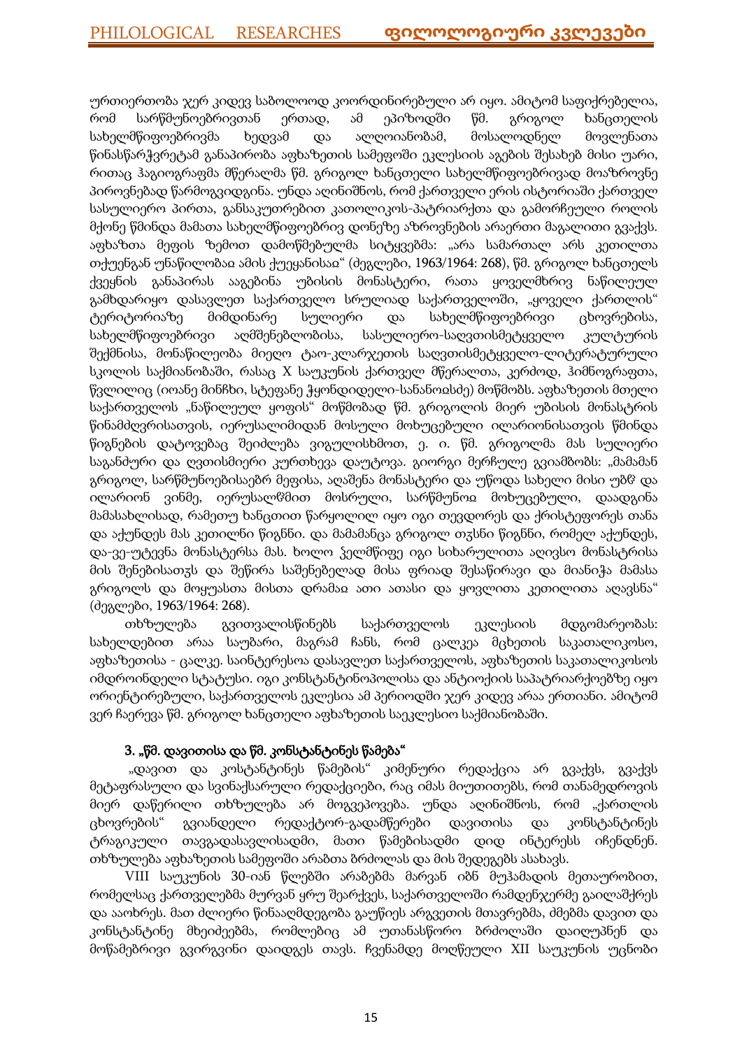ურთიერთობა ჯერ კიდევ საბოლოოდ კოორდინირებული არ იყო. ამიტომ საფიქრებელია, რომ სარწმუნოებრივთან ერთად, ამ ეპიზოდში წმ. გრიგოლ ხანცთელის სახელმწიფოებრივმა ხედვამ და ალღოიანობამ, მოსალოდნელ მოვლენათა წინასწარჭვრეტამ განაპირობა აფხაზეთის სამეფოში ეკლესიის აგების შესახებ მისი უარი, რითაც ჰაგიოგრაფმა მწერალმა წმ. გრიგოლ ხანცთელი სახელმწიფოებრივად მოაზროვნე პიროვნებად წარმოგვიდგინა. უნდა აღინიშნოს, რომ ქართველი ერის ისტორიაში ქართველ სასულიერო პირთა, განსაკუთრებით კათოლიკოს-პატრიარქთა და გამორჩეული როლის მქონე წმინდა მამათა სახელმწიფოებრივ დონეზე აზროვნების არაერთი მაგალითი გვაქვს. აფხაზთა მეფის ზემოთ დამოწმებულმა სიტყვებმა: „არა სამართალ არს კეთილთა თქუენგან უნაწილობაჲ ამის ქუეყანისაჲ" (ძეგლები, 1963/1964: 268), წმ. გრიგოლ ხანცთელს ქვეყნის განაპირას ააგებინა უბისის მონასტერი, რათა ყოველმხრივ ნაწილეულ გამხდარიყო დასავლეთ საქართველო სრულიად საქართველოში, „ყოველი ქართლის" ტერიტორიაზე მიმდინარე სულიერი და სახელმწიფოებრივი ცხოვრებისა, სახელმწიფოებრივი აღმშენებლობისა, სასულიერო-საღვთისმეტყველო კულტურის შექმნისა, მონაწილეობა მიეღო ტაო-კლარჯეთის საღვთისმეტყველო-ლიტერატურული სკოლის საქმიანობაში, რასაც X საუკუნის ქართველ მწერალთა, კერძოდ, ჰიმნოგრაფთა, წვლილიც (იოანე მინჩხი, სტეფანე ჭყონდიდელი-სანანოჲსძე) მოწმობს. აფხაზეთის მთელი საქართველოს „ნაწილეულ ყოფის" მოწმობად წმ. გრიგოლის მიერ უბისის მონასტრის წინამძღვრისათვის, იერუსალიმიდან მოსული მოხუცებული ილარიონისათვის წმინდა წიგნების დატოვებაც შეიძლება ვიგულისხმოთ, ე. ი. წმ. გრიგოლმა მას სულიერი საგანძური და ღვთისმიერი კურთხევა დაუტოვა. გიორგი მერჩულე გვიამბობს: „მამამან გრიგოლ, სარწმუნოებისაებრ მეფისა, აღაშენა მონასტერი და უწოდა სახელი მისი უბჱ და ილარიონ ვინმე, იერუსალჱმით მოსრული, სარწმუნოჲ მოხუცებული, დაადგინა მამასახლისად, რამეთუ ხანცთით წარყოლილ იყო იგი თევდორეს და ქრისტეფორეს თანა და აქუნდეს მას კეთილნი წიგნნი. და მამამანცა გრიგოლ თჳსნი წიგნნი, რომელ აქუნდეს, და-ვე-უტევნა მონასტერსა მას. ხოლო ჴელმწიფე იგი სიხარულითა აღივსო მონასტრისა მის შენებისათჳს და შეწირა საშენებელად მისა ფრიად შესაწირავი და მიანიჭა მამასა გრიგოლს და მოყუასთა მისთა დრამაჲ ათი ათასი და ყოვლითა კეთილითა აღავსნა" (ძეგლები, 1963/1964: 268).

თხზულება გვითვალისწინებს საქართველოს ეკლესიის მდგომარეობას: სახელდებით არაა საუბარი, მაგრამ ჩანს, რომ ცალკეა მცხეთის საკათალიკოსო, აფხაზეთისა - ცალკე. საინტერესოა დასავლეთ საქართველოს, აფხაზეთის საკათალიკოსოს იმდროინდელი სტატუსი. იგი კონსტანტინოპოლისა და ანტიოქიის საპატრიარქოებზე იყო ორიენტირებული, საქართველოს ეკლესია ამ პერიოდში ჯერ კიდევ არაა ერთიანი. ამიტომ ვერ ჩაერევა წმ. გრიგოლ ხანცთელი აფხაზეთის საეკლესიო საქმიანობაში.

### 3. „წმ. დავითისა და წმ. კონსტანტინეს წამება"

„დავით და კოსტანტინეს წამების" კიმენური რედაქცია არ გვაქვს, გვაქვს მეტაფრასული და სვინაქსარული რედაქციები, რაც იმას მიუთითებს, რომ თანამედროვის მიერ დაწერილი თხზულება არ მოგვეპოვება. უნდა აღინიშნოს, რომ „ქართლის ცხოვრების" გვიანდელი რედაქტორ-გადამწერები დავითისა და კონსტანტინეს ტრაგიკული თავგადასავლისადმი, მათი წამებისადმი დიდ ინტერესს იჩენდნენ. თხზულება აფხაზეთის სამეფოში არაბთა ბრძოლას და მის შედეგებს ასახავს.

VIII საუკუნის 30-იან წლებში არაბებმა მარვან იბნ მუჰამადის მეთაურობით, რომელსაც ქართველებმა მურვან ყრუ შეარქვეს, საქართველოში რამდენჯერმე გაილაშქრეს და ააოხრეს. მათ ძლიერი წინააღმდეგობა გაუწიეს არგვეთის მთავრებმა, ძმებმა დავით და კონსტანტინე მხეიძეებმა, რომლებიც ამ უთანასწორო ბრძოლაში დაიღუპნენ და მოწამებრივი გვირგვინი დაიდგეს თავს. ჩვენამდე მოღწეული XII საუკუნის უცნობი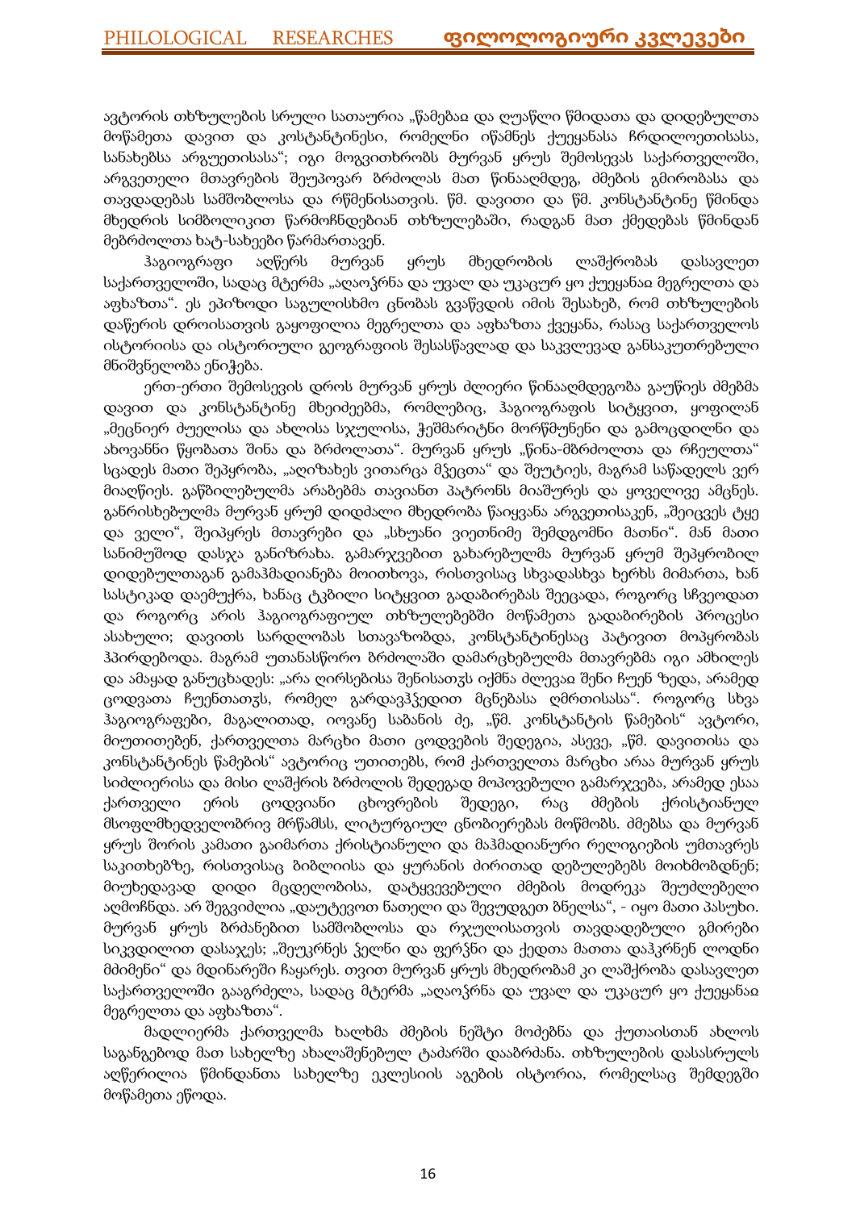ავტორის თხზულების სრული სათაურია „წამებაჲ და ღუაწლი წმიდათა და დიდებულთა მოწამეთა დავით და კოსტანტინესი, რომელნი იწამნეს ქუეყანასა ჩრდილოეთისასა, სანახებსა არგუეთისასა"; იგი მოგვითხრობს მურვან ყრუს შემოსევას საქართველოში, არგვეთელი მთავრების შეუპოვარ ბრძოლას მათ წინააღმდეგ, ძმების გმირობასა და თავდადებას სამშობლოსა და რწმენისათვის. წმ. დავითი და წმ. კონსტანტინე წმინდა მხედრის სიმბოლიკით წარმოჩნდებიან თხზულებაში, რადგან მათ ქმედებას წმინდან მებრძოლთა ხატ-სახეები წარმართავენ.

ჰაგიოგრაფი აღწერს მურვან ყრუს მხედრობის ლაშქრობას დასავლეთ საქართველოში, სადაც მტერმა „აღაოჴრნა და უვალ და უკაცურ ყო ქუეყანაჲ მეგრელთა და აფხაზთა". ეს ეპიზოდი საგულისხმო ცნობას გვაწვდის იმის შესახებ, რომ თხზულების დაწერის დროისათვის გაყოფილია მეგრელთა და აფხაზთა ქვეყანა, რასაც საქართველოს ისტორიისა და ისტორიული გეოგრაფიის შესასწავლად და საკვლევად განსაკუთრებული მნიშვნელობა ენიჭება.

ერთ-ერთი შემოსევის დროს მურვან ყრუს ძლიერი წინააღმდეგობა გაუწიეს ძმებმა დავით და კონსტანტინე მხეიძეებმა, რომლებიც, ჰაგიოგრაფის სიტყვით, ყოფილან „მეცნიერ ძუელისა და ახლისა სჯულისა, ჭეშმარიტნი მორწმუნენი და გამოცდილნი და ახოვანნი წყობათა შინა და ბრძოლათა". მურვან ყრუს „წინა-მბრძოლთა და რჩეულთა" სცადეს მათი შეპყრობა, „აღიზახეს ვითარცა მჴეცთა" და შეუტიეს, მაგრამ საწადელს ვერ მიაღწიეს. გაწბილებულმა არაბებმა თავიანთ პატრონს მიაშურეს და ყოველივე ამცნეს. განრისხებულმა მურვან ყრუმ დიდძალი მხედრობა წაიყვანა არგვეთისაკენ, „შეიცვეს ტყე და ველი", შეიპყრეს მთავრები და „სხუანი ვიეთნიმე შემდგომნი მათნი". მან მათი სანიმუშოდ დასჯა განიზრახა. გამარჯვებით გახარებულმა მურვან ყრუმ შეპყრობილ დიდებულთაგან გამაჰმადიანება მოითხოვა, რისთვისაც სხვადასხვა ხერხს მიმართა, ხან სასტიკად დაემუქრა, ხანაც ტკბილი სიტყვით გადაბირებას შეეცადა, როგორც სჩვეოდათ და როგორც არის ჰაგიოგრაფიულ თხზულებებში მოწამეთა გადაბირების პროცესი ასახული; დავითს სარდლობას სთავაზობდა, კონსტანტინესაც პატივით მოპყრობას ჰპირდებოდა. მაგრამ უთანასწორო ბრძოლაში დამარცხებულმა მთავრებმა იგი ამხილეს და ამაყად განუცხადეს: „არა ღირსებისა შენისათჳს იქმნა ძლევაჲ შენი ჩუენ ზედა, არამედ ცოდვათა ჩუენთათჳს, რომელ გარდავჰჴედით მცნებასა ღმრთისასა". როგორც სხვა ჰაგიოგრაფები, მაგალითად, იოვანე საბანის ძე, „წმ. კონსტანტის წამების" ავტორი, მიუთითებენ, ქართველთა მარცხი მათი ცოდვების შედეგია, ასევე, „წმ. დავითისა და კონსტანტინეს წამების" ავტორიც უთითებს, რომ ქართველთა მარცხი არაა მურვან ყრუს სიძლიერისა და მისი ლაშქრის ბრძოლის შედეგად მოპოვებული გამარჯვება, არამედ ესაა ქართველი ერის ცოდვიანი ცხოვრების შედეგი, რაც ძმების ქრისტიანულ მსოფლმხედველობრივ მრწამსს, ლიტურგიულ ცნობიერებას მოწმობს. ძმებსა და მურვან ყრუს შორის კამათი გაიმართა ქრისტიანული და მაჰმადიანური რელიგიების უმთავრეს საკითხებზე, რისთვისაც ბიბლიისა და ყურანის ძირითად დებულებებს მოიხმობდნენ; მიუხედავად დიდი მცდელობისა, დატყვევებული ძმების მოდრეკა შეუძლებელი აღმოჩნდა. არ შეგვიძლია „დაუტევოთ ნათელი და შევუდგეთ ბნელსა", - იყო მათი პასუხი. მურვან ყრუს ბრძანებით სამშობლოსა და რჯულისათვის თავდადებული გმირები სიკვდილით დასაჯეს; „შეუკრნეს ჴელნი და ფერჴნი და ქედთა მათთა დაჰკრნენ ლოდნი მძიმენი" და მდინარეში ჩაყარეს. თვით მურვან ყრუს მხედრობამ კი ლაშქრობა დასავლეთ საქართველოში გააგრძელა, სადაც მტერმა „აღაოჴრნა და უვალ და უკაცურ ყო ქუეყანაჲ მეგრელთა და აფხაზთა".

მადლიერმა ქართველმა ხალხმა ძმების ნეშტი მოძებნა და ქუთაისთან ახლოს საგანგებოდ მათ სახელზე ახალაშენებულ ტაძარში დაკრძალა. თხზულების დასასრულს აღწერილია წმინდანთა სახელზე ეკლესიის აგების ისტორია, რომელსაც შემდეგში მოწამეთა ეწოდა.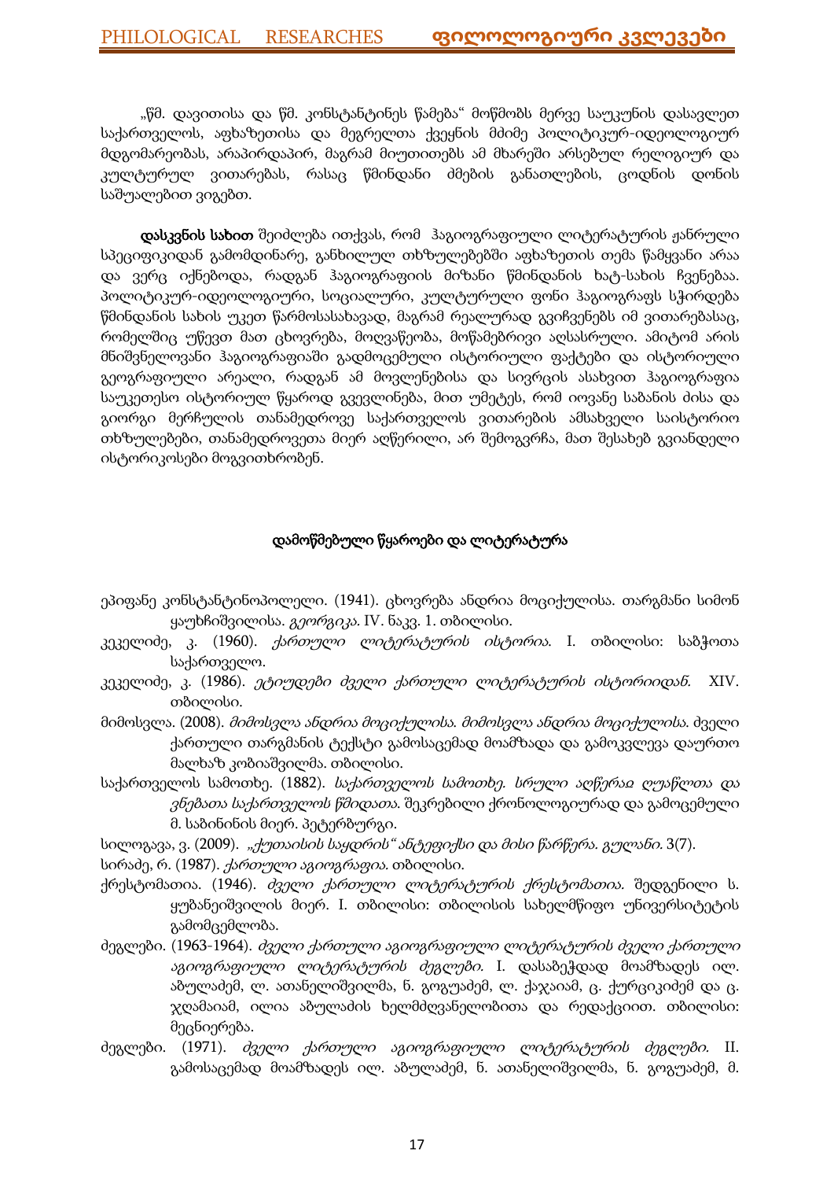„წმ. დავითისა და წმ. კონსტანტინეს წამება" მოწმობს მერვე საუკუნის დასავლეთ საქართველოს, აფხაზეთისა და მეგრელთა ქვეყნის მძიმე პოლიტიკურ-იდეოლოგიურ მდგომარეობას, არაპირდაპირ, მაგრამ მიუთითებს ამ მხარეში არსებულ რელიგიურ და კულტურულ ვითარებას, რასაც წმინდანი ძმების განათლების, ცოდნის დონის საშუალებით ვიგებთ.

**დასკვნის სახით** შეიძლება ითქვას, რომ ჰაგიოგრაფიული ლიტერატურის ჟანრული სპეციფიკიდან გამომდინარე, განხილულ თხზულებებში აფხაზეთის თემა წამყვანი არაა და ვერც იქნებოდა, რადგან ჰაგიოგრაფიის მიზანი წმინდანის ხატ-სახის ჩვენებაა. პოლიტიკურ-იდეოლოგიური, სოციალური, კულტურული ფონი ჰაგიოგრაფს სჭირდება წმინდანის სახის უკეთ წარმოსასახავად, მაგრამ რეალურად გვიჩვენებს იმ ვითარებასაც, რომელშიც უწევთ მათ ცხოვრება, მოღვაწეობა, მოწამებრივი აღსასრული. ამიტომ არის მნიშვნელოვანი ჰაგიოგრაფიაში გადმოცემული ისტორიული ფაქტები და ისტორიული გეოგრაფიული არეალი, რადგან ამ მოვლენებისა და სივრცის ასახვით ჰაგიოგრაფია საუკეთესო ისტორიულ წყაროდ გვევლინება, მით უმეტეს, რომ იოვანე საბანის ძისა და გიორგი მერჩულის თანამედროვე საქართველოს ვითარების ამსახველი საისტორიო თხზულებები, თანამედროვეთა მიერ აღწერილი, არ შემოგვრჩა, მათ შესახებ გვიანდელი ისტორიკოსები მოგვითხრობენ.

## დამოწმებული წყაროები და ლიტერატურა

ეპიფანე კონსტანტინოპოლელი. (1941). ცხოვრება ანდრია მოციქულისა. თარგმანი სიმონ ყაუხჩიშვილისა. *გეორგიკა.* IV. ნაკვ. 1. თბილისი.

კეკელიძე, კ. (1960). *ქართული ლიტერატურის ისტორია.* I. თბილისი: საბჭოთა საქართველო.

კეკელიძე, კ. (1986). *ეტიუდები ძველი ქართული ლიტერატურის ისტორიიდან.* XIV. თბილისი.

მიმოსვლა. (2008). *მიმოსვლა ანდრია მოციქულისა. მიმოსვლა ანდრია მოციქულისა.* ძველი ქართული თარგმანის ტექსტი გამოსაცემად მოამზადა და გამოკვლევა დაურთო მალხაზ კობიაშვილმა. თბილისი.

საქართველოს სამოთხე. (1882). *საქართველოს სამოთხე. სრული აღწერაჲ ღუაწლთა და ვნებათა საქართველოს წმიდათა.* შეკრებილი ქრონოლოგიურად და გამოცემული მ. საბინინის მიერ. პეტერბურგი.

სილოგავა, ვ. (2009). *„ქუთაისის საყდრის" ანტეფიქსი და მისი წარწერა. გულანი.* 3(7).

სირაძე, რ. (1987). *ქართული აგიოგრაფია.* თბილისი.

ქრესტომათია. (1946). *ძველი ქართული ლიტერატურის ქრესტომათია.* შედგენილი ს. ყუბანეიშვილის მიერ. I. თბილისი: თბილისის სახელმწიფო უნივერსიტეტის გამომცემლობა.

ძეგლები. (1963-1964). *ძველი ქართული აგიოგრაფიული ლიტერატურის ძველი ქართული აგიოგრაფიული ლიტერატურის ძეგლები.* I. დასაბეჭდად მოამზადეს ილ. აბულაძემ, ლ. ათანელიშვილმა, ნ. გოგუაძემ, ლ. ქაჯაიამ, ც. ქურციკიძემ და ც. ჯღამაიამ, ილია აბულაძის ხელმძღვანელობითა და რედაქციით. თბილისი: მეცნიერება.

ძეგლები. (1971). *ძველი ქართული აგიოგრაფიული ლიტერატურის ძეგლები.* II. გამოსაცემად მოამზადეს ილ. აბულაძემ, ნ. ათანელიშვილმა, ნ. გოგუაძემ, მ.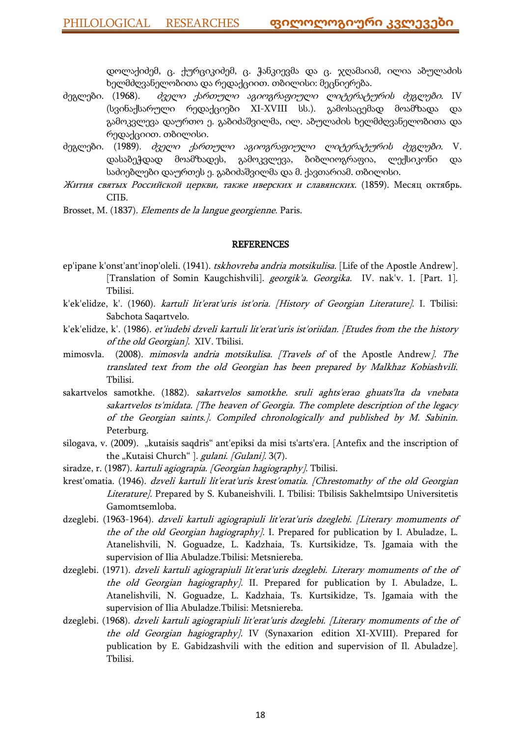დოლაქიძემ, ც. ქურციკიძემ, ც. ჭანკიევმა და ც. ჯღამაიამ, ილია აბულაძის ხელმძღვანელობითა და რედაქციით. თბილისი: მეცნიერება.

ძეგლები. (1968). *ძველი ქართული აგიოგრაფიული ლიტერატურის ძეგლები.* IV (სვინაქსარული რედაქციები XI-XVIII სს.). გამოსაცემად მოამზადა და გამოკვლევა დაურთო ე. გაბიძაშვილმა, ილ. აბულაძის ხელმძღვანელობითა და რედაქციით. თბილისი.

ძეგლები. (1989). *ძველი ქართული აგიოგრაფიული ლიტერატურის ძეგლები.* V. დასაბეჭდად მოამზადეს, გამოკვლევა, ბიბლიოგრაფია, ლექსიკონი და საძიებლები დაურთეს ე. გაბიძაშვილმა და მ. ქავთარიამ. თბილისი.

*Жития святых Российской церкви, также иверских и славянских*. (1859). Месяц октябрь. СПБ.

Brosset, M. (1837). *Elements de la langue georgienne*. Paris.

## REFERENCES

ep'ipane k'onst'ant'inop'oleli. (1941). *tskhovreba andria motsikulisa*. [Life of the Apostle Andrew]. [Translation of Somin Kaugchishvili]. *georgik'a. Georgika.* IV. nak'v. 1. [Part. 1]. Tbilisi.

k'ek'elidze, k'. (1960). *kartuli lit'erat'uris ist'oria. [History of Georgian Literature]*. I. Tbilisi: Sabchota Saqartvelo.

k'ek'elidze, k'. (1986). *et'iudebi dzveli kartuli lit'erat'uris ist'oriidan. [Etudes from the the history of the old Georgian].* XIV. Tbilisi.

mimosvla. (2008). *mimosvla andria motsikulisa. [Travels of* of the Apostle Andrew*]. The translated text from the old Georgian has been prepared by Malkhaz Kobiashvili.* Tbilisi.

sakartvelos samotkhe. (1882). *sakartvelos samotkhe. sruli aghts'eraღ ghuats'lta da vnebata sakartvelos ts'midata. [The heaven of Georgia. The complete description of the legacy of the Georgian saints.]. Compiled chronologically and published by M. Sabinin.* Peterburg.

silogava, v. (2009). „kutaisis saqdris“ ant'epiksi da misi ts'arts'era. [Antefix and the inscription of the „Kutaisi Church“ ]. *gulani. [Gulani].* 3(7).

siradze, r. (1987). *kartuli agiograpia. [Georgian hagiography].* Tbilisi.

krest'omatia. (1946). *dzveli kartuli lit'erat'uris krest'omatia. [Chrestomathy of the old Georgian Literature].* Prepared by S. Kubaneishvili. I. Tbilisi: Tbilisis Sakhelmtsipo Universitetis Gamomtsemloba.

dzeglebi. (1963-1964). *dzveli kartuli agiograpiuli lit'erat'uris dzeglebi. [Literary momuments of the of the old Georgian hagiography].* I. Prepared for publication by I. Abuladze, L. Atanelishvili, N. Goguadze, L. Kadzhaia, Ts. Kurtsikidze, Ts. Jgamaia with the supervision of Ilia Abuladze.Tbilisi: Metsniereba.

dzeglebi. (1971). *dzveli kartuli agiograpiuli lit'erat'uris dzeglebi. Literary momuments of the of the old Georgian hagiography].* II. Prepared for publication by I. Abuladze, L. Atanelishvili, N. Goguadze, L. Kadzhaia, Ts. Kurtsikidze, Ts. Jgamaia with the supervision of Ilia Abuladze.Tbilisi: Metsniereba.

dzeglebi. (1968). *dzveli kartuli agiograpiuli lit'erat'uris dzeglebi. [Literary momuments of the of the old Georgian hagiography].* IV (Synaxarion edition XI-XVIII). Prepared for publication by E. Gabidzashvili with the edition and supervision of Il. Abuladze]. Tbilisi.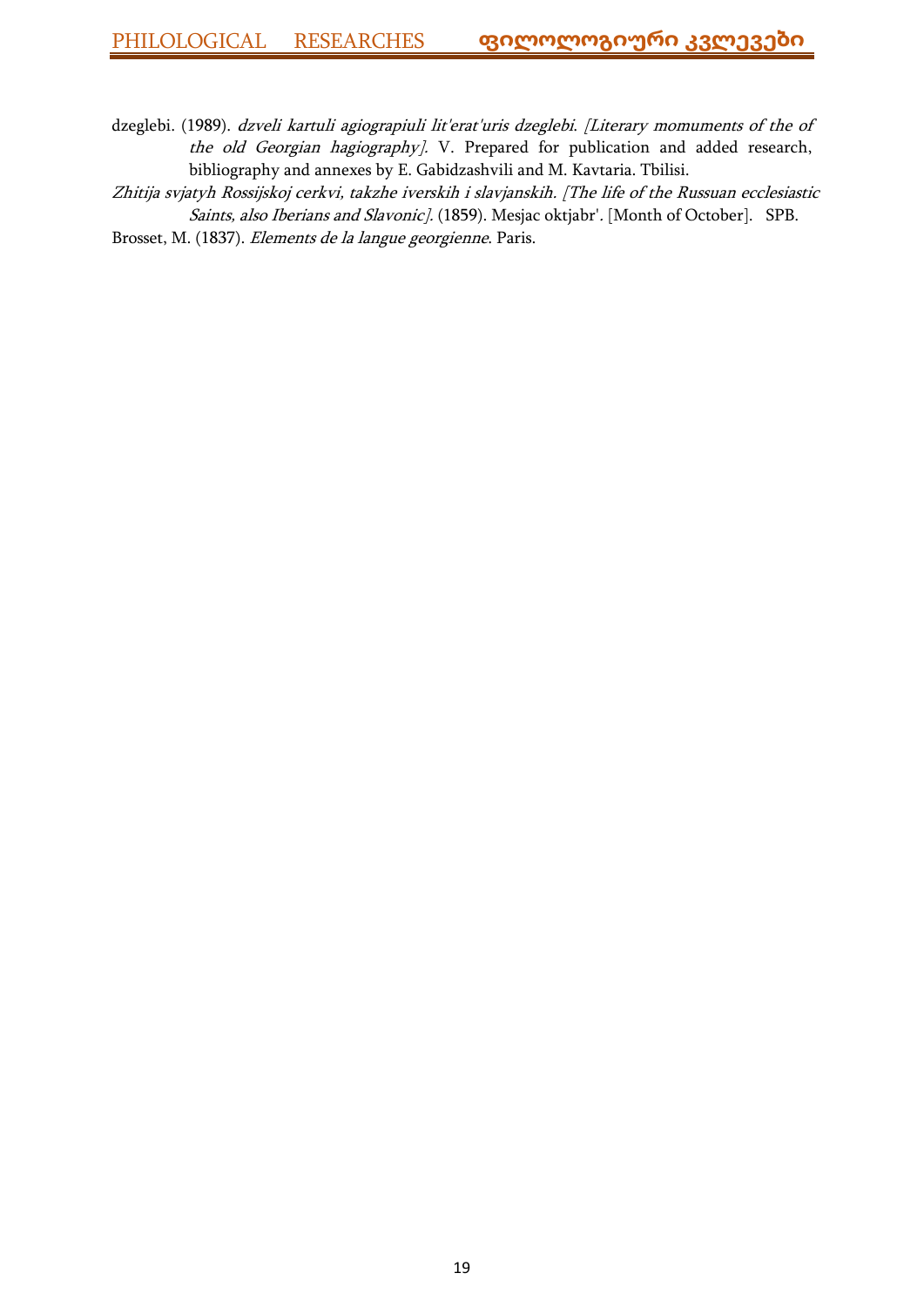dzeglebi. (1989). *dzveli kartuli agiograpiuli lit'erat'uris dzeglebi. [Literary momuments of the of the old Georgian hagiography].* V. Prepared for publication and added research, bibliography and annexes by E. Gabidzashvili and M. Kavtaria. Tbilisi.

*Zhitija svjatyh Rossijskoj cerkvi, takzhe iverskih i slavjanskih. [The life of the Russuan ecclesiastic Saints, also Iberians and Slavonic].* (1859). Mesjac oktjabr'. [Month of October]. SPB.

Brosset, M. (1837). *Elements de la langue georgienne*. Paris.